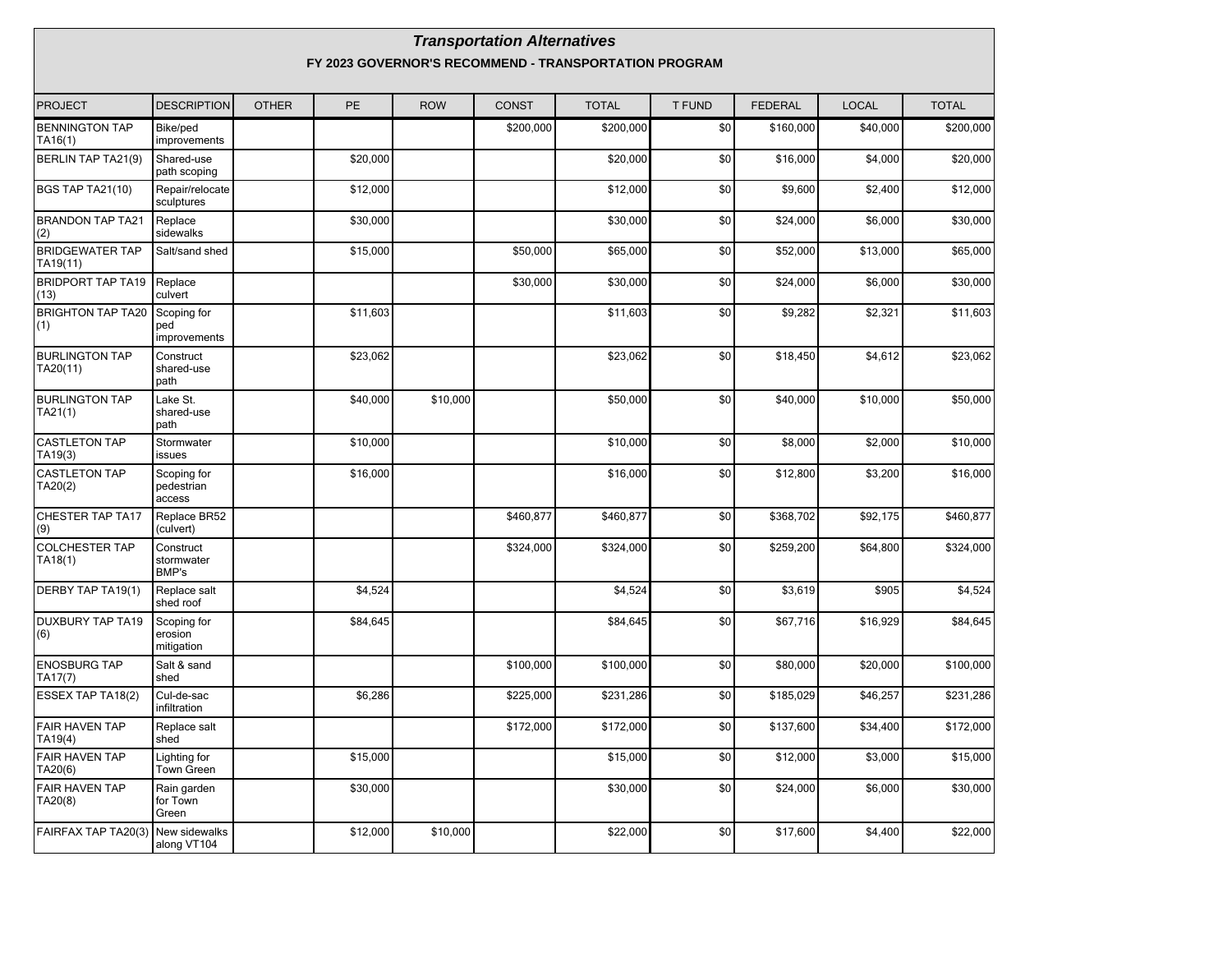# *Transportation Alternatives*

**FY 2023 GOVERNOR'S RECOMMEND - TRANSPORTATION PROGRAM**

| PROJECT | DESCRIPTION | OTHER | PE | ROW | CONST | TOTAL | T FUND | FEDERAL | LOCAL | TOTAL |
|---|---|---|---|---|---|---|---|---|---|---|
| BENNINGTON TAP TA16(1) | Bike/ped improvements | | | | $200,000 | $200,000 | $0 | $160,000 | $40,000 | $200,000 |
| BERLIN TAP TA21(9) | Shared-use path scoping | | $20,000 | | | $20,000 | $0 | $16,000 | $4,000 | $20,000 |
| BGS TAP TA21(10) | Repair/relocate sculptures | | $12,000 | | | $12,000 | $0 | $9,600 | $2,400 | $12,000 |
| BRANDON TAP TA21 (2) | Replace sidewalks | | $30,000 | | | $30,000 | $0 | $24,000 | $6,000 | $30,000 |
| BRIDGEWATER TAP TA19(11) | Salt/sand shed | | $15,000 | | $50,000 | $65,000 | $0 | $52,000 | $13,000 | $65,000 |
| BRIDPORT TAP TA19 (13) | Replace culvert | | | | $30,000 | $30,000 | $0 | $24,000 | $6,000 | $30,000 |
| BRIGHTON TAP TA20 (1) | Scoping for ped improvements | | $11,603 | | | $11,603 | $0 | $9,282 | $2,321 | $11,603 |
| BURLINGTON TAP TA20(11) | Construct shared-use path | | $23,062 | | | $23,062 | $0 | $18,450 | $4,612 | $23,062 |
| BURLINGTON TAP TA21(1) | Lake St. shared-use path | | $40,000 | $10,000 | | $50,000 | $0 | $40,000 | $10,000 | $50,000 |
| CASTLETON TAP TA19(3) | Stormwater issues | | $10,000 | | | $10,000 | $0 | $8,000 | $2,000 | $10,000 |
| CASTLETON TAP TA20(2) | Scoping for pedestrian access | | $16,000 | | | $16,000 | $0 | $12,800 | $3,200 | $16,000 |
| CHESTER TAP TA17 (9) | Replace BR52 (culvert) | | | | $460,877 | $460,877 | $0 | $368,702 | $92,175 | $460,877 |
| COLCHESTER TAP TA18(1) | Construct stormwater BMP's | | | | $324,000 | $324,000 | $0 | $259,200 | $64,800 | $324,000 |
| DERBY TAP TA19(1) | Replace salt shed roof | | $4,524 | | | $4,524 | $0 | $3,619 | $905 | $4,524 |
| DUXBURY TAP TA19 (6) | Scoping for erosion mitigation | | $84,645 | | | $84,645 | $0 | $67,716 | $16,929 | $84,645 |
| ENOSBURG TAP TA17(7) | Salt & sand shed | | | | $100,000 | $100,000 | $0 | $80,000 | $20,000 | $100,000 |
| ESSEX TAP TA18(2) | Cul-de-sac infiltration | | $6,286 | | $225,000 | $231,286 | $0 | $185,029 | $46,257 | $231,286 |
| FAIR HAVEN TAP TA19(4) | Replace salt shed | | | | $172,000 | $172,000 | $0 | $137,600 | $34,400 | $172,000 |
| FAIR HAVEN TAP TA20(6) | Lighting for Town Green | | $15,000 | | | $15,000 | $0 | $12,000 | $3,000 | $15,000 |
| FAIR HAVEN TAP TA20(8) | Rain garden for Town Green | | $30,000 | | | $30,000 | $0 | $24,000 | $6,000 | $30,000 |
| FAIRFAX TAP TA20(3) | New sidewalks along VT104 | | $12,000 | $10,000 | | $22,000 | $0 | $17,600 | $4,400 | $22,000 |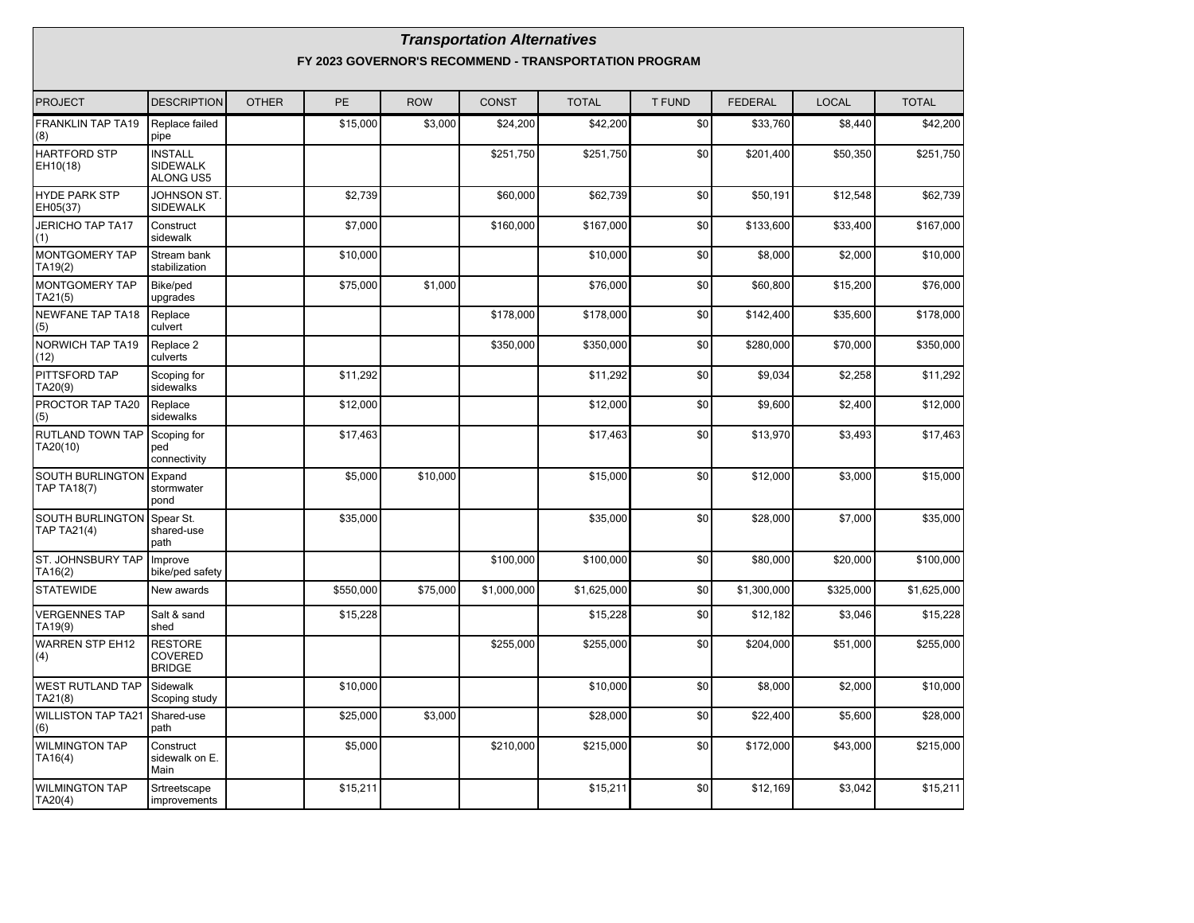# *Transportation Alternatives*

## FY 2023 GOVERNOR'S RECOMMEND - TRANSPORTATION PROGRAM

| PROJECT | DESCRIPTION | OTHER | PE | ROW | CONST | TOTAL | T FUND | FEDERAL | LOCAL | TOTAL |
|---|---|---|---|---|---|---|---|---|---|---|
| FRANKLIN TAP TA19 (8) | Replace failed pipe | | $15,000 | $3,000 | $24,200 | $42,200 | $0 | $33,760 | $8,440 | $42,200 |
| HARTFORD STP EH10(18) | INSTALL SIDEWALK ALONG US5 | | | | $251,750 | $251,750 | $0 | $201,400 | $50,350 | $251,750 |
| HYDE PARK STP EH05(37) | JOHNSON ST. SIDEWALK | | $2,739 | | $60,000 | $62,739 | $0 | $50,191 | $12,548 | $62,739 |
| JERICHO TAP TA17 (1) | Construct sidewalk | | $7,000 | | $160,000 | $167,000 | $0 | $133,600 | $33,400 | $167,000 |
| MONTGOMERY TAP TA19(2) | Stream bank stabilization | | $10,000 | | | $10,000 | $0 | $8,000 | $2,000 | $10,000 |
| MONTGOMERY TAP TA21(5) | Bike/ped upgrades | | $75,000 | $1,000 | | $76,000 | $0 | $60,800 | $15,200 | $76,000 |
| NEWFANE TAP TA18 (5) | Replace culvert | | | | $178,000 | $178,000 | $0 | $142,400 | $35,600 | $178,000 |
| NORWICH TAP TA19 (12) | Replace 2 culverts | | | | $350,000 | $350,000 | $0 | $280,000 | $70,000 | $350,000 |
| PITTSFORD TAP TA20(9) | Scoping for sidewalks | | $11,292 | | | $11,292 | $0 | $9,034 | $2,258 | $11,292 |
| PROCTOR TAP TA20 (5) | Replace sidewalks | | $12,000 | | | $12,000 | $0 | $9,600 | $2,400 | $12,000 |
| RUTLAND TOWN TAP TA20(10) | Scoping for ped connectivity | | $17,463 | | | $17,463 | $0 | $13,970 | $3,493 | $17,463 |
| SOUTH BURLINGTON TAP TA18(7) | Expand stormwater pond | | $5,000 | $10,000 | | $15,000 | $0 | $12,000 | $3,000 | $15,000 |
| SOUTH BURLINGTON TAP TA21(4) | Spear St. shared-use path | | $35,000 | | | $35,000 | $0 | $28,000 | $7,000 | $35,000 |
| ST. JOHNSBURY TAP TA16(2) | Improve bike/ped safety | | | | $100,000 | $100,000 | $0 | $80,000 | $20,000 | $100,000 |
| STATEWIDE | New awards | | $550,000 | $75,000 | $1,000,000 | $1,625,000 | $0 | $1,300,000 | $325,000 | $1,625,000 |
| VERGENNES TAP TA19(9) | Salt & sand shed | | $15,228 | | | $15,228 | $0 | $12,182 | $3,046 | $15,228 |
| WARREN STP EH12 (4) | RESTORE COVERED BRIDGE | | | | $255,000 | $255,000 | $0 | $204,000 | $51,000 | $255,000 |
| WEST RUTLAND TAP TA21(8) | Sidewalk Scoping study | | $10,000 | | | $10,000 | $0 | $8,000 | $2,000 | $10,000 |
| WILLISTON TAP TA21 (6) | Shared-use path | | $25,000 | $3,000 | | $28,000 | $0 | $22,400 | $5,600 | $28,000 |
| WILMINGTON TAP TA16(4) | Construct sidewalk on E. Main | | $5,000 | | $210,000 | $215,000 | $0 | $172,000 | $43,000 | $215,000 |
| WILMINGTON TAP TA20(4) | Srtreetscape improvements | | $15,211 | | | $15,211 | $0 | $12,169 | $3,042 | $15,211 |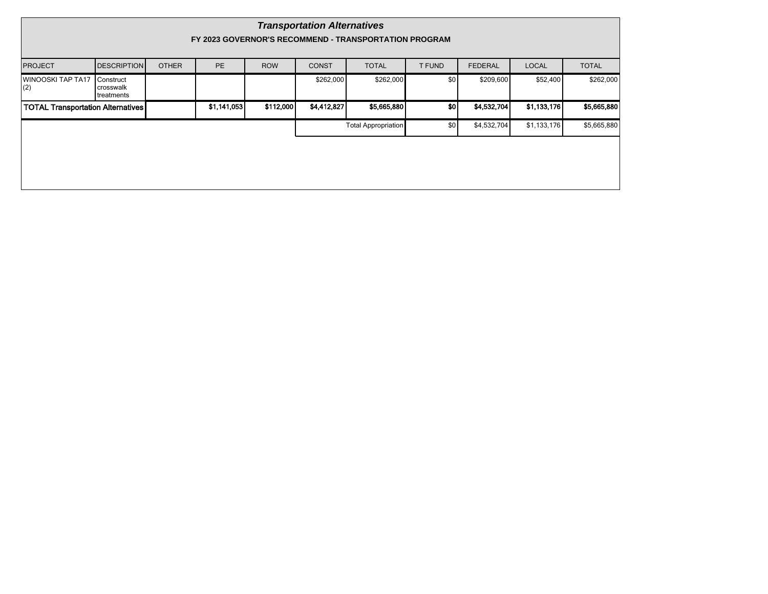## *Transportation Alternatives*

### FY 2023 GOVERNOR'S RECOMMEND - TRANSPORTATION PROGRAM

| PROJECT | DESCRIPTION | OTHER | PE | ROW | CONST | TOTAL | T FUND | FEDERAL | LOCAL | TOTAL |
|---|---|---|---|---|---|---|---|---|---|---|
| WINOOSKI TAP TA17 (2) | Construct crosswalk treatments | | | | $262,000 | $262,000 | $0 | $209,600 | $52,400 | $262,000 |
| **TOTAL Transportation Alternatives** | | | **$1,141,053** | **$112,000** | **$4,412,827** | **$5,665,880** | **$0** | **$4,532,704** | **$1,133,176** | **$5,665,880** |
| | | | | | | Total Appropriation | $0 | $4,532,704 | $1,133,176 | $5,665,880 |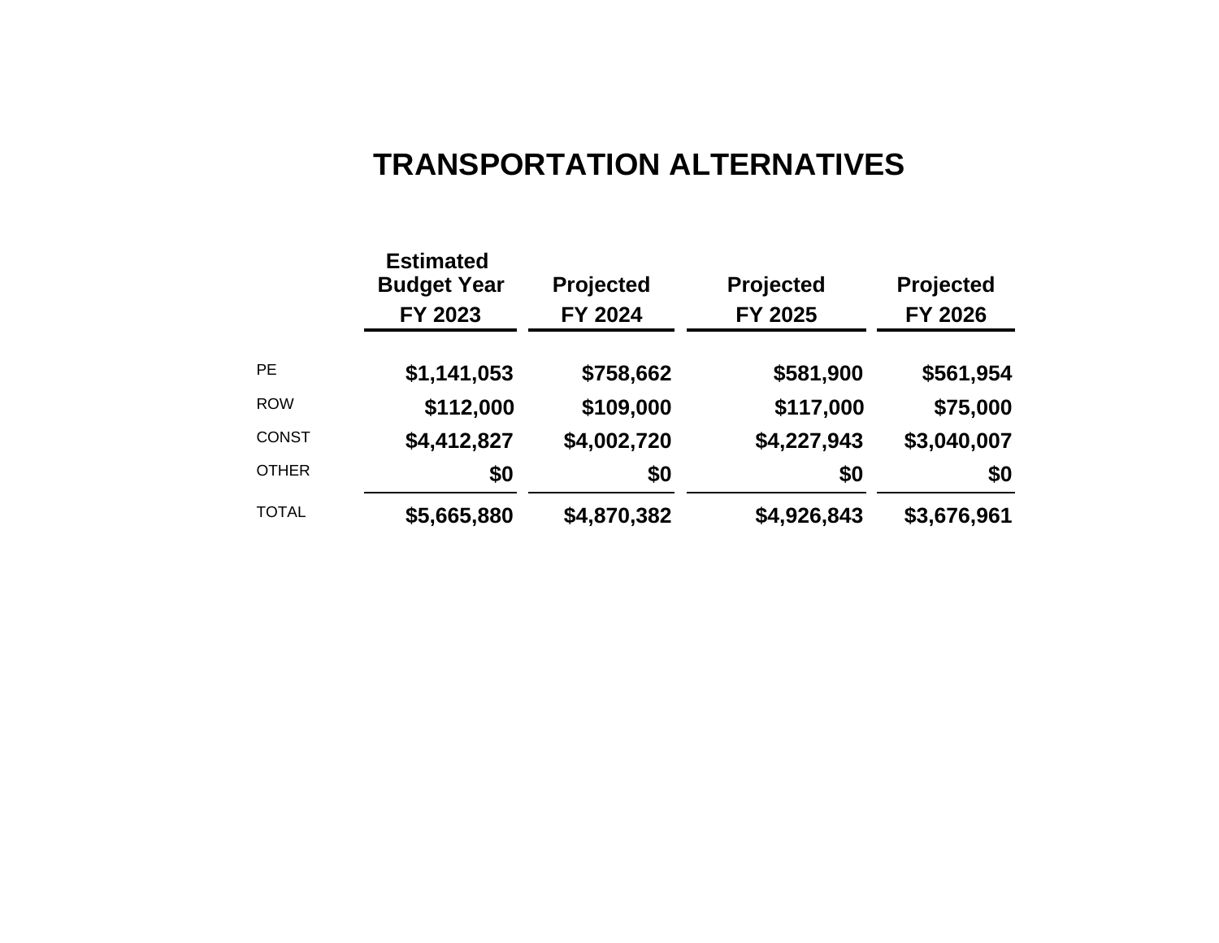# TRANSPORTATION ALTERNATIVES

| | Estimated Budget Year FY 2023 | Projected FY 2024 | Projected FY 2025 | Projected FY 2026 |
|---|---|---|---|---|
| PE | **$1,141,053** | **$758,662** | **$581,900** | **$561,954** |
| ROW | **$112,000** | **$109,000** | **$117,000** | **$75,000** |
| CONST | **$4,412,827** | **$4,002,720** | **$4,227,943** | **$3,040,007** |
| OTHER | **$0** | **$0** | **$0** | **$0** |
| TOTAL | **$5,665,880** | **$4,870,382** | **$4,926,843** | **$3,676,961** |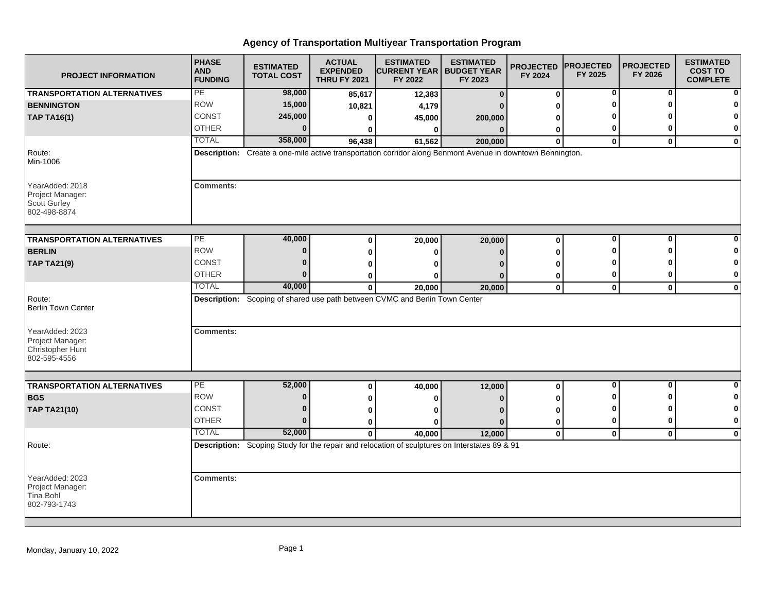# Agency of Transportation Multiyear Transportation Program

| PROJECT INFORMATION | PHASE AND FUNDING | ESTIMATED TOTAL COST | ACTUAL EXPENDED THRU FY 2021 | ESTIMATED CURRENT YEAR FY 2022 | ESTIMATED BUDGET YEAR FY 2023 | PROJECTED FY 2024 | PROJECTED FY 2025 | PROJECTED FY 2026 | ESTIMATED COST TO COMPLETE |
|---|---|---|---|---|---|---|---|---|---|
| **TRANSPORTATION ALTERNATIVES** | PE | 98,000 | 85,617 | 12,383 | 0 | 0 | 0 | 0 | 0 |
| **BENNINGTON** | ROW | 15,000 | 10,821 | 4,179 | 0 | 0 | 0 | 0 | 0 |
| **TAP TA16(1)** | CONST | 245,000 | 0 | 45,000 | 200,000 | 0 | 0 | 0 | 0 |
| | OTHER | 0 | 0 | 0 | 0 | 0 | 0 | 0 | 0 |
| | TOTAL | 358,000 | 96,438 | 61,562 | 200,000 | 0 | 0 | 0 | 0 |
| Route: Min-1006 | **Description:** Create a one-mile active transportation corridor along Benmont Avenue in downtown Bennington. | | | | | | | | |
| YearAdded: 2018<br>Project Manager:<br>Scott Gurley<br>802-498-8874 | **Comments:** | | | | | | | | |
| **TRANSPORTATION ALTERNATIVES** | PE | 40,000 | 0 | 20,000 | 20,000 | 0 | 0 | 0 | 0 |
| **BERLIN** | ROW | 0 | 0 | 0 | 0 | 0 | 0 | 0 | 0 |
| **TAP TA21(9)** | CONST | 0 | 0 | 0 | 0 | 0 | 0 | 0 | 0 |
| | OTHER | 0 | 0 | 0 | 0 | 0 | 0 | 0 | 0 |
| | TOTAL | 40,000 | 0 | 20,000 | 20,000 | 0 | 0 | 0 | 0 |
| Route: Berlin Town Center | **Description:** Scoping of shared use path between CVMC and Berlin Town Center | | | | | | | | |
| YearAdded: 2023<br>Project Manager:<br>Christopher Hunt<br>802-595-4556 | **Comments:** | | | | | | | | |
| **TRANSPORTATION ALTERNATIVES** | PE | 52,000 | 0 | 40,000 | 12,000 | 0 | 0 | 0 | 0 |
| **BGS** | ROW | 0 | 0 | 0 | 0 | 0 | 0 | 0 | 0 |
| **TAP TA21(10)** | CONST | 0 | 0 | 0 | 0 | 0 | 0 | 0 | 0 |
| | OTHER | 0 | 0 | 0 | 0 | 0 | 0 | 0 | 0 |
| | TOTAL | 52,000 | 0 | 40,000 | 12,000 | 0 | 0 | 0 | 0 |
| Route: | **Description:** Scoping Study for the repair and relocation of sculptures on Interstates 89 & 91 | | | | | | | | |
| YearAdded: 2023<br>Project Manager:<br>Tina Bohl<br>802-793-1743 | **Comments:** | | | | | | | | |

Monday, January 10, 2022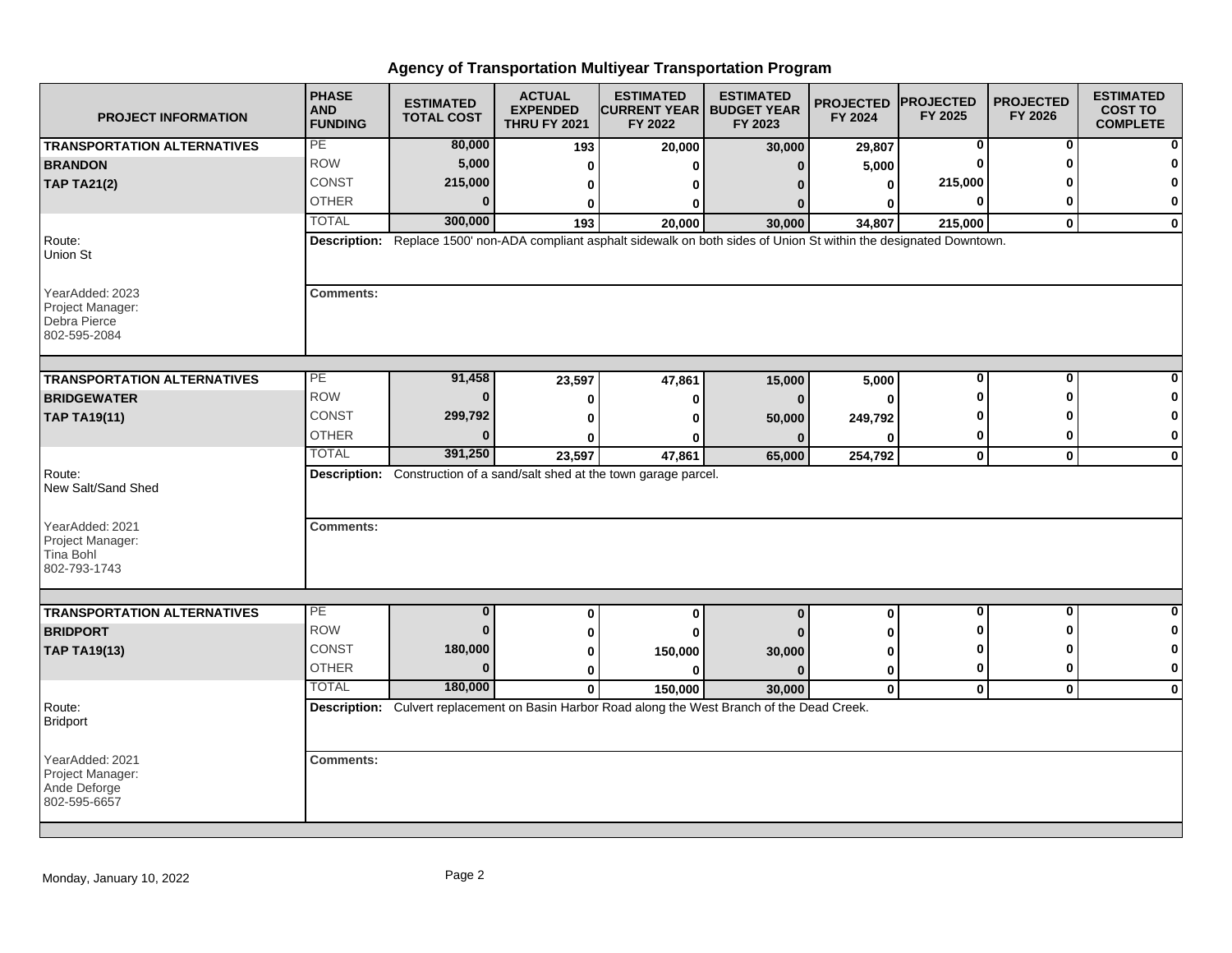# Agency of Transportation Multiyear Transportation Program

| PROJECT INFORMATION | PHASE AND FUNDING | ESTIMATED TOTAL COST | ACTUAL EXPENDED THRU FY 2021 | ESTIMATED CURRENT YEAR FY 2022 | ESTIMATED BUDGET YEAR FY 2023 | PROJECTED FY 2024 | PROJECTED FY 2025 | PROJECTED FY 2026 | ESTIMATED COST TO COMPLETE |
|---|---|---|---|---|---|---|---|---|---|
| **TRANSPORTATION ALTERNATIVES** | PE | 80,000 | 193 | 20,000 | 30,000 | 29,807 | 0 | 0 | 0 |
| **BRANDON** | ROW | 5,000 | 0 | 0 | 0 | 5,000 | 0 | 0 | 0 |
| **TAP TA21(2)** | CONST | 215,000 | 0 | 0 | 0 | 0 | 215,000 | 0 | 0 |
| | OTHER | 0 | 0 | 0 | 0 | 0 | 0 | 0 | 0 |
| | TOTAL | 300,000 | 193 | 20,000 | 30,000 | 34,807 | 215,000 | 0 | 0 |

Route: Union St

**Description:** Replace 1500' non-ADA compliant asphalt sidewalk on both sides of Union St within the designated Downtown.

YearAdded: 2023
Project Manager: Debra Pierce
802-595-2084

**Comments:**

| PROJECT INFORMATION | PHASE AND FUNDING | ESTIMATED TOTAL COST | ACTUAL EXPENDED THRU FY 2021 | ESTIMATED CURRENT YEAR FY 2022 | ESTIMATED BUDGET YEAR FY 2023 | PROJECTED FY 2024 | PROJECTED FY 2025 | PROJECTED FY 2026 | ESTIMATED COST TO COMPLETE |
|---|---|---|---|---|---|---|---|---|---|
| **TRANSPORTATION ALTERNATIVES** | PE | 91,458 | 23,597 | 47,861 | 15,000 | 5,000 | 0 | 0 | 0 |
| **BRIDGEWATER** | ROW | 0 | 0 | 0 | 0 | 0 | 0 | 0 | 0 |
| **TAP TA19(11)** | CONST | 299,792 | 0 | 0 | 50,000 | 249,792 | 0 | 0 | 0 |
| | OTHER | 0 | 0 | 0 | 0 | 0 | 0 | 0 | 0 |
| | TOTAL | 391,250 | 23,597 | 47,861 | 65,000 | 254,792 | 0 | 0 | 0 |

Route: New Salt/Sand Shed

**Description:** Construction of a sand/salt shed at the town garage parcel.

YearAdded: 2021
Project Manager: Tina Bohl
802-793-1743

**Comments:**

| PROJECT INFORMATION | PHASE AND FUNDING | ESTIMATED TOTAL COST | ACTUAL EXPENDED THRU FY 2021 | ESTIMATED CURRENT YEAR FY 2022 | ESTIMATED BUDGET YEAR FY 2023 | PROJECTED FY 2024 | PROJECTED FY 2025 | PROJECTED FY 2026 | ESTIMATED COST TO COMPLETE |
|---|---|---|---|---|---|---|---|---|---|
| **TRANSPORTATION ALTERNATIVES** | PE | 0 | 0 | 0 | 0 | 0 | 0 | 0 | 0 |
| **BRIDPORT** | ROW | 0 | 0 | 0 | 0 | 0 | 0 | 0 | 0 |
| **TAP TA19(13)** | CONST | 180,000 | 0 | 150,000 | 30,000 | 0 | 0 | 0 | 0 |
| | OTHER | 0 | 0 | 0 | 0 | 0 | 0 | 0 | 0 |
| | TOTAL | 180,000 | 0 | 150,000 | 30,000 | 0 | 0 | 0 | 0 |

Route: Bridport

**Description:** Culvert replacement on Basin Harbor Road along the West Branch of the Dead Creek.

YearAdded: 2021
Project Manager: Ande Deforge
802-595-6657

**Comments:**

Monday, January 10, 2022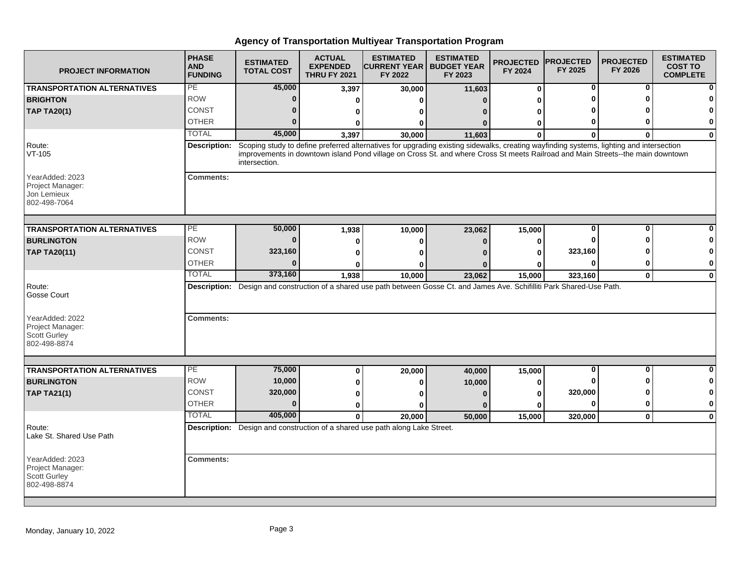# Agency of Transportation Multiyear Transportation Program

| PROJECT INFORMATION | PHASE AND FUNDING | ESTIMATED TOTAL COST | ACTUAL EXPENDED THRU FY 2021 | ESTIMATED CURRENT YEAR FY 2022 | ESTIMATED BUDGET YEAR FY 2023 | PROJECTED FY 2024 | PROJECTED FY 2025 | PROJECTED FY 2026 | ESTIMATED COST TO COMPLETE |
|---|---|---|---|---|---|---|---|---|---|
| **TRANSPORTATION ALTERNATIVES** | PE | 45,000 | 3,397 | 30,000 | 11,603 | 0 | 0 | 0 | 0 |
| **BRIGHTON** | ROW | 0 | 0 | 0 | 0 | 0 | 0 | 0 | 0 |
| **TAP TA20(1)** | CONST | 0 | 0 | 0 | 0 | 0 | 0 | 0 | 0 |
| | OTHER | 0 | 0 | 0 | 0 | 0 | 0 | 0 | 0 |
| | TOTAL | 45,000 | 3,397 | 30,000 | 11,603 | 0 | 0 | 0 | 0 |

Route: VT-105

**Description:** Scoping study to define preferred alternatives for upgrading existing sidewalks, creating wayfinding systems, lighting and intersection improvements in downtown island Pond village on Cross St. and where Cross St meets Railroad and Main Streets--the main downtown intersection.

YearAdded: 2023
Project Manager: Jon Lemieux
802-498-7064

**Comments:**

| PROJECT INFORMATION | PHASE AND FUNDING | ESTIMATED TOTAL COST | ACTUAL EXPENDED THRU FY 2021 | ESTIMATED CURRENT YEAR FY 2022 | ESTIMATED BUDGET YEAR FY 2023 | PROJECTED FY 2024 | PROJECTED FY 2025 | PROJECTED FY 2026 | ESTIMATED COST TO COMPLETE |
|---|---|---|---|---|---|---|---|---|---|
| **TRANSPORTATION ALTERNATIVES** | PE | 50,000 | 1,938 | 10,000 | 23,062 | 15,000 | 0 | 0 | 0 |
| **BURLINGTON** | ROW | 0 | 0 | 0 | 0 | 0 | 0 | 0 | 0 |
| **TAP TA20(11)** | CONST | 323,160 | 0 | 0 | 0 | 0 | 323,160 | 0 | 0 |
| | OTHER | 0 | 0 | 0 | 0 | 0 | 0 | 0 | 0 |
| | TOTAL | 373,160 | 1,938 | 10,000 | 23,062 | 15,000 | 323,160 | 0 | 0 |

Route: Gosse Court

**Description:** Design and construction of a shared use path between Gosse Ct. and James Ave. Schifilliti Park Shared-Use Path.

YearAdded: 2022
Project Manager: Scott Gurley
802-498-8874

**Comments:**

| PROJECT INFORMATION | PHASE AND FUNDING | ESTIMATED TOTAL COST | ACTUAL EXPENDED THRU FY 2021 | ESTIMATED CURRENT YEAR FY 2022 | ESTIMATED BUDGET YEAR FY 2023 | PROJECTED FY 2024 | PROJECTED FY 2025 | PROJECTED FY 2026 | ESTIMATED COST TO COMPLETE |
|---|---|---|---|---|---|---|---|---|---|
| **TRANSPORTATION ALTERNATIVES** | PE | 75,000 | 0 | 20,000 | 40,000 | 15,000 | 0 | 0 | 0 |
| **BURLINGTON** | ROW | 10,000 | 0 | 0 | 10,000 | 0 | 0 | 0 | 0 |
| **TAP TA21(1)** | CONST | 320,000 | 0 | 0 | 0 | 0 | 320,000 | 0 | 0 |
| | OTHER | 0 | 0 | 0 | 0 | 0 | 0 | 0 | 0 |
| | TOTAL | 405,000 | 0 | 20,000 | 50,000 | 15,000 | 320,000 | 0 | 0 |

Route: Lake St. Shared Use Path

**Description:** Design and construction of a shared use path along Lake Street.

YearAdded: 2023
Project Manager: Scott Gurley
802-498-8874

**Comments:**

Monday, January 10, 2022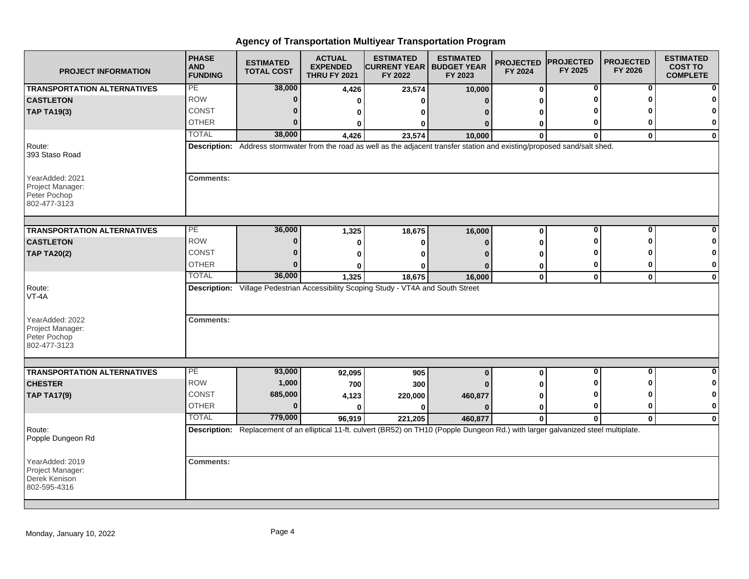# Agency of Transportation Multiyear Transportation Program

| PROJECT INFORMATION | PHASE AND FUNDING | ESTIMATED TOTAL COST | ACTUAL EXPENDED THRU FY 2021 | ESTIMATED CURRENT YEAR FY 2022 | ESTIMATED BUDGET YEAR FY 2023 | PROJECTED FY 2024 | PROJECTED FY 2025 | PROJECTED FY 2026 | ESTIMATED COST TO COMPLETE |
|---|---|---|---|---|---|---|---|---|---|
| **TRANSPORTATION ALTERNATIVES** | PE | 38,000 | 4,426 | 23,574 | 10,000 | 0 | 0 | 0 | 0 |
| **CASTLETON** | ROW | 0 | 0 | 0 | 0 | 0 | 0 | 0 | 0 |
| **TAP TA19(3)** | CONST | 0 | 0 | 0 | 0 | 0 | 0 | 0 | 0 |
| | OTHER | 0 | 0 | 0 | 0 | 0 | 0 | 0 | 0 |
| | TOTAL | 38,000 | 4,426 | 23,574 | 10,000 | 0 | 0 | 0 | 0 |

Route: 393 Staso Road

**Description:** Address stormwater from the road as well as the adjacent transfer station and existing/proposed sand/salt shed.

YearAdded: 2021
Project Manager: Peter Pochop 802-477-3123

**Comments:**

| PROJECT INFORMATION | PHASE AND FUNDING | ESTIMATED TOTAL COST | ACTUAL EXPENDED THRU FY 2021 | ESTIMATED CURRENT YEAR FY 2022 | ESTIMATED BUDGET YEAR FY 2023 | PROJECTED FY 2024 | PROJECTED FY 2025 | PROJECTED FY 2026 | ESTIMATED COST TO COMPLETE |
|---|---|---|---|---|---|---|---|---|---|
| **TRANSPORTATION ALTERNATIVES** | PE | 36,000 | 1,325 | 18,675 | 16,000 | 0 | 0 | 0 | 0 |
| **CASTLETON** | ROW | 0 | 0 | 0 | 0 | 0 | 0 | 0 | 0 |
| **TAP TA20(2)** | CONST | 0 | 0 | 0 | 0 | 0 | 0 | 0 | 0 |
| | OTHER | 0 | 0 | 0 | 0 | 0 | 0 | 0 | 0 |
| | TOTAL | 36,000 | 1,325 | 18,675 | 16,000 | 0 | 0 | 0 | 0 |

Route: VT-4A

**Description:** Village Pedestrian Accessibility Scoping Study - VT4A and South Street

YearAdded: 2022
Project Manager: Peter Pochop 802-477-3123

**Comments:**

| PROJECT INFORMATION | PHASE AND FUNDING | ESTIMATED TOTAL COST | ACTUAL EXPENDED THRU FY 2021 | ESTIMATED CURRENT YEAR FY 2022 | ESTIMATED BUDGET YEAR FY 2023 | PROJECTED FY 2024 | PROJECTED FY 2025 | PROJECTED FY 2026 | ESTIMATED COST TO COMPLETE |
|---|---|---|---|---|---|---|---|---|---|
| **TRANSPORTATION ALTERNATIVES** | PE | 93,000 | 92,095 | 905 | 0 | 0 | 0 | 0 | 0 |
| **CHESTER** | ROW | 1,000 | 700 | 300 | 0 | 0 | 0 | 0 | 0 |
| **TAP TA17(9)** | CONST | 685,000 | 4,123 | 220,000 | 460,877 | 0 | 0 | 0 | 0 |
| | OTHER | 0 | 0 | 0 | 0 | 0 | 0 | 0 | 0 |
| | TOTAL | 779,000 | 96,919 | 221,205 | 460,877 | 0 | 0 | 0 | 0 |

Route: Popple Dungeon Rd

**Description:** Replacement of an elliptical 11-ft. culvert (BR52) on TH10 (Popple Dungeon Rd.) with larger galvanized steel multiplate.

YearAdded: 2019
Project Manager: Derek Kenison 802-595-4316

**Comments:**

Monday, January 10, 2022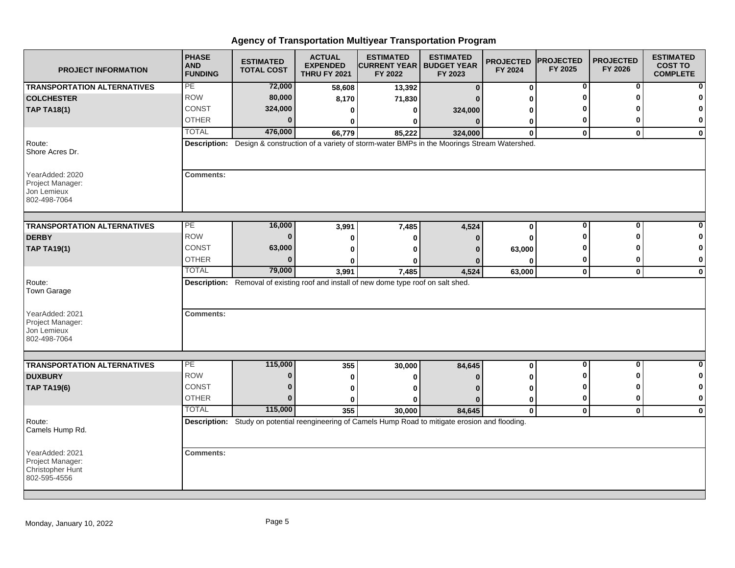# Agency of Transportation Multiyear Transportation Program

| PROJECT INFORMATION | PHASE AND FUNDING | ESTIMATED TOTAL COST | ACTUAL EXPENDED THRU FY 2021 | ESTIMATED CURRENT YEAR FY 2022 | ESTIMATED BUDGET YEAR FY 2023 | PROJECTED FY 2024 | PROJECTED FY 2025 | PROJECTED FY 2026 | ESTIMATED COST TO COMPLETE |
|---|---|---|---|---|---|---|---|---|---|
| **TRANSPORTATION ALTERNATIVES** | PE | 72,000 | 58,608 | 13,392 | 0 | 0 | 0 | 0 | 0 |
| **COLCHESTER** | ROW | 80,000 | 8,170 | 71,830 | 0 | 0 | 0 | 0 | 0 |
| **TAP TA18(1)** | CONST | 324,000 | 0 | 0 | 324,000 | 0 | 0 | 0 | 0 |
| | OTHER | 0 | 0 | 0 | 0 | 0 | 0 | 0 | 0 |
| | TOTAL | 476,000 | 66,779 | 85,222 | 324,000 | 0 | 0 | 0 | 0 |

Route: Shore Acres Dr.

**Description:** Design & construction of a variety of storm-water BMPs in the Moorings Stream Watershed.

YearAdded: 2020
Project Manager: Jon Lemieux
802-498-7064

**Comments:**

| PROJECT INFORMATION | PHASE AND FUNDING | ESTIMATED TOTAL COST | ACTUAL EXPENDED THRU FY 2021 | ESTIMATED CURRENT YEAR FY 2022 | ESTIMATED BUDGET YEAR FY 2023 | PROJECTED FY 2024 | PROJECTED FY 2025 | PROJECTED FY 2026 | ESTIMATED COST TO COMPLETE |
|---|---|---|---|---|---|---|---|---|---|
| **TRANSPORTATION ALTERNATIVES** | PE | 16,000 | 3,991 | 7,485 | 4,524 | 0 | 0 | 0 | 0 |
| **DERBY** | ROW | 0 | 0 | 0 | 0 | 0 | 0 | 0 | 0 |
| **TAP TA19(1)** | CONST | 63,000 | 0 | 0 | 0 | 63,000 | 0 | 0 | 0 |
| | OTHER | 0 | 0 | 0 | 0 | 0 | 0 | 0 | 0 |
| | TOTAL | 79,000 | 3,991 | 7,485 | 4,524 | 63,000 | 0 | 0 | 0 |

Route: Town Garage

**Description:** Removal of existing roof and install of new dome type roof on salt shed.

YearAdded: 2021
Project Manager: Jon Lemieux
802-498-7064

**Comments:**

| PROJECT INFORMATION | PHASE AND FUNDING | ESTIMATED TOTAL COST | ACTUAL EXPENDED THRU FY 2021 | ESTIMATED CURRENT YEAR FY 2022 | ESTIMATED BUDGET YEAR FY 2023 | PROJECTED FY 2024 | PROJECTED FY 2025 | PROJECTED FY 2026 | ESTIMATED COST TO COMPLETE |
|---|---|---|---|---|---|---|---|---|---|
| **TRANSPORTATION ALTERNATIVES** | PE | 115,000 | 355 | 30,000 | 84,645 | 0 | 0 | 0 | 0 |
| **DUXBURY** | ROW | 0 | 0 | 0 | 0 | 0 | 0 | 0 | 0 |
| **TAP TA19(6)** | CONST | 0 | 0 | 0 | 0 | 0 | 0 | 0 | 0 |
| | OTHER | 0 | 0 | 0 | 0 | 0 | 0 | 0 | 0 |
| | TOTAL | 115,000 | 355 | 30,000 | 84,645 | 0 | 0 | 0 | 0 |

Route: Camels Hump Rd.

**Description:** Study on potential reengineering of Camels Hump Road to mitigate erosion and flooding.

YearAdded: 2021
Project Manager: Christopher Hunt
802-595-4556

**Comments:**

Monday, January 10, 2022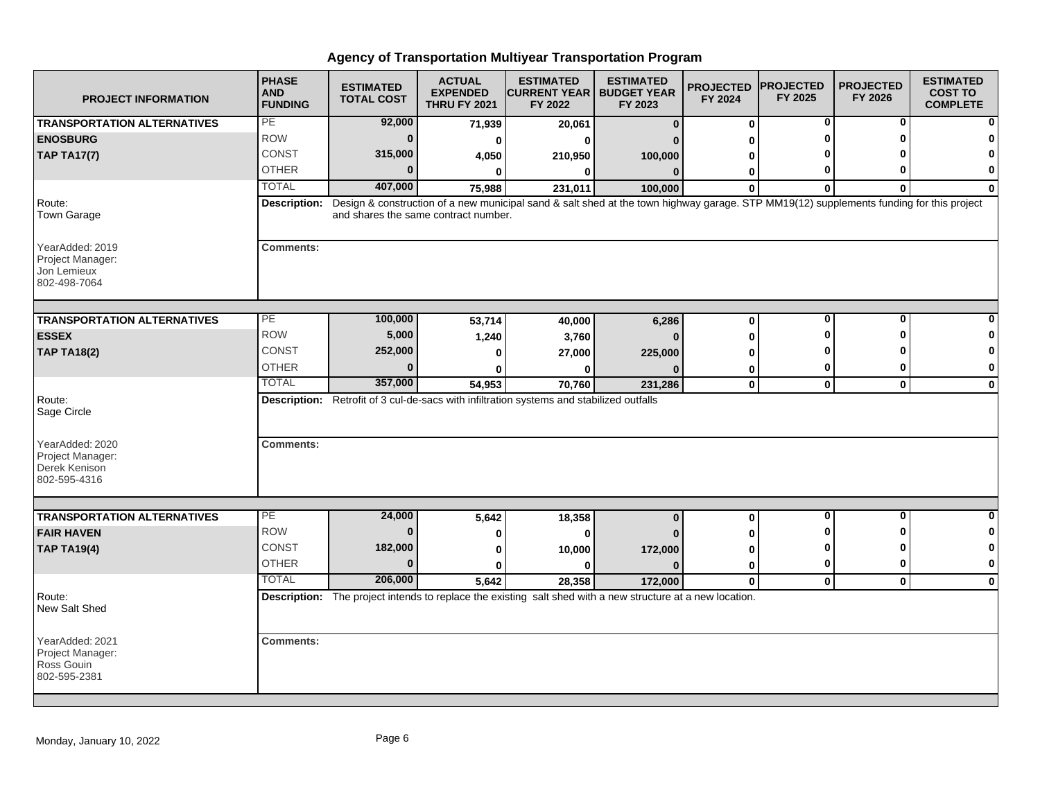# Agency of Transportation Multiyear Transportation Program

| PROJECT INFORMATION | PHASE AND FUNDING | ESTIMATED TOTAL COST | ACTUAL EXPENDED THRU FY 2021 | ESTIMATED CURRENT YEAR FY 2022 | ESTIMATED BUDGET YEAR FY 2023 | PROJECTED FY 2024 | PROJECTED FY 2025 | PROJECTED FY 2026 | ESTIMATED COST TO COMPLETE |
|---|---|---|---|---|---|---|---|---|---|
| **TRANSPORTATION ALTERNATIVES** | PE | 92,000 | 71,939 | 20,061 | 0 | 0 | 0 | 0 | 0 |
| **ENOSBURG** | ROW | 0 | 0 | 0 | 0 | 0 | 0 | 0 | 0 |
| **TAP TA17(7)** | CONST | 315,000 | 4,050 | 210,950 | 100,000 | 0 | 0 | 0 | 0 |
| | OTHER | 0 | 0 | 0 | 0 | 0 | 0 | 0 | 0 |
| | TOTAL | 407,000 | 75,988 | 231,011 | 100,000 | 0 | 0 | 0 | 0 |
| Route: Town Garage | **Description:** Design & construction of a new municipal sand & salt shed at the town highway garage. STP MM19(12) supplements funding for this project and shares the same contract number. | | | | | | | | |
| YearAdded: 2019 Project Manager: Jon Lemieux 802-498-7064 | **Comments:** | | | | | | | | |
| **TRANSPORTATION ALTERNATIVES** | PE | 100,000 | 53,714 | 40,000 | 6,286 | 0 | 0 | 0 | 0 |
| **ESSEX** | ROW | 5,000 | 1,240 | 3,760 | 0 | 0 | 0 | 0 | 0 |
| **TAP TA18(2)** | CONST | 252,000 | 0 | 27,000 | 225,000 | 0 | 0 | 0 | 0 |
| | OTHER | 0 | 0 | 0 | 0 | 0 | 0 | 0 | 0 |
| | TOTAL | 357,000 | 54,953 | 70,760 | 231,286 | 0 | 0 | 0 | 0 |
| Route: Sage Circle | **Description:** Retrofit of 3 cul-de-sacs with infiltration systems and stabilized outfalls | | | | | | | | |
| YearAdded: 2020 Project Manager: Derek Kenison 802-595-4316 | **Comments:** | | | | | | | | |
| **TRANSPORTATION ALTERNATIVES** | PE | 24,000 | 5,642 | 18,358 | 0 | 0 | 0 | 0 | 0 |
| **FAIR HAVEN** | ROW | 0 | 0 | 0 | 0 | 0 | 0 | 0 | 0 |
| **TAP TA19(4)** | CONST | 182,000 | 0 | 10,000 | 172,000 | 0 | 0 | 0 | 0 |
| | OTHER | 0 | 0 | 0 | 0 | 0 | 0 | 0 | 0 |
| | TOTAL | 206,000 | 5,642 | 28,358 | 172,000 | 0 | 0 | 0 | 0 |
| Route: New Salt Shed | **Description:** The project intends to replace the existing salt shed with a new structure at a new location. | | | | | | | | |
| YearAdded: 2021 Project Manager: Ross Gouin 802-595-2381 | **Comments:** | | | | | | | | |

Monday, January 10, 2022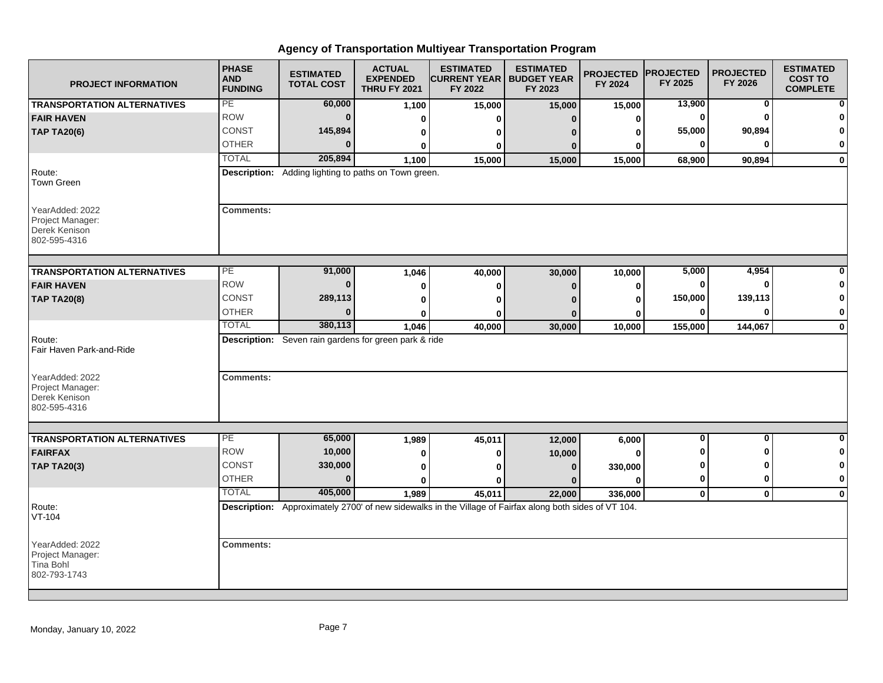# Agency of Transportation Multiyear Transportation Program

| PROJECT INFORMATION | PHASE AND FUNDING | ESTIMATED TOTAL COST | ACTUAL EXPENDED THRU FY 2021 | ESTIMATED CURRENT YEAR FY 2022 | ESTIMATED BUDGET YEAR FY 2023 | PROJECTED FY 2024 | PROJECTED FY 2025 | PROJECTED FY 2026 | ESTIMATED COST TO COMPLETE |
|---|---|---|---|---|---|---|---|---|---|
| **TRANSPORTATION ALTERNATIVES** | PE | **60,000** | **1,100** | **15,000** | **15,000** | **15,000** | **13,900** | **0** | **0** |
| **FAIR HAVEN** | ROW | **0** | **0** | **0** | **0** | **0** | **0** | **0** | **0** |
| **TAP TA20(6)** | CONST | **145,894** | **0** | **0** | **0** | **0** | **55,000** | **90,894** | **0** |
| | OTHER | **0** | **0** | **0** | **0** | **0** | **0** | **0** | **0** |
| | TOTAL | **205,894** | **1,100** | **15,000** | **15,000** | **15,000** | **68,900** | **90,894** | **0** |
| Route: Town Green | **Description:** Adding lighting to paths on Town green. | | | | | | | | |
| YearAdded: 2022<br>Project Manager:<br>Derek Kenison<br>802-595-4316 | **Comments:** | | | | | | | | |
| **TRANSPORTATION ALTERNATIVES** | PE | **91,000** | **1,046** | **40,000** | **30,000** | **10,000** | **5,000** | **4,954** | **0** |
| **FAIR HAVEN** | ROW | **0** | **0** | **0** | **0** | **0** | **0** | **0** | **0** |
| **TAP TA20(8)** | CONST | **289,113** | **0** | **0** | **0** | **0** | **150,000** | **139,113** | **0** |
| | OTHER | **0** | **0** | **0** | **0** | **0** | **0** | **0** | **0** |
| | TOTAL | **380,113** | **1,046** | **40,000** | **30,000** | **10,000** | **155,000** | **144,067** | **0** |
| Route: Fair Haven Park-and-Ride | **Description:** Seven rain gardens for green park & ride | | | | | | | | |
| YearAdded: 2022<br>Project Manager:<br>Derek Kenison<br>802-595-4316 | **Comments:** | | | | | | | | |
| **TRANSPORTATION ALTERNATIVES** | PE | **65,000** | **1,989** | **45,011** | **12,000** | **6,000** | **0** | **0** | **0** |
| **FAIRFAX** | ROW | **10,000** | **0** | **0** | **10,000** | **0** | **0** | **0** | **0** |
| **TAP TA20(3)** | CONST | **330,000** | **0** | **0** | **0** | **330,000** | **0** | **0** | **0** |
| | OTHER | **0** | **0** | **0** | **0** | **0** | **0** | **0** | **0** |
| | TOTAL | **405,000** | **1,989** | **45,011** | **22,000** | **336,000** | **0** | **0** | **0** |
| Route: VT-104 | **Description:** Approximately 2700' of new sidewalks in the Village of Fairfax along both sides of VT 104. | | | | | | | | |
| YearAdded: 2022<br>Project Manager:<br>Tina Bohl<br>802-793-1743 | **Comments:** | | | | | | | | |

Monday, January 10, 2022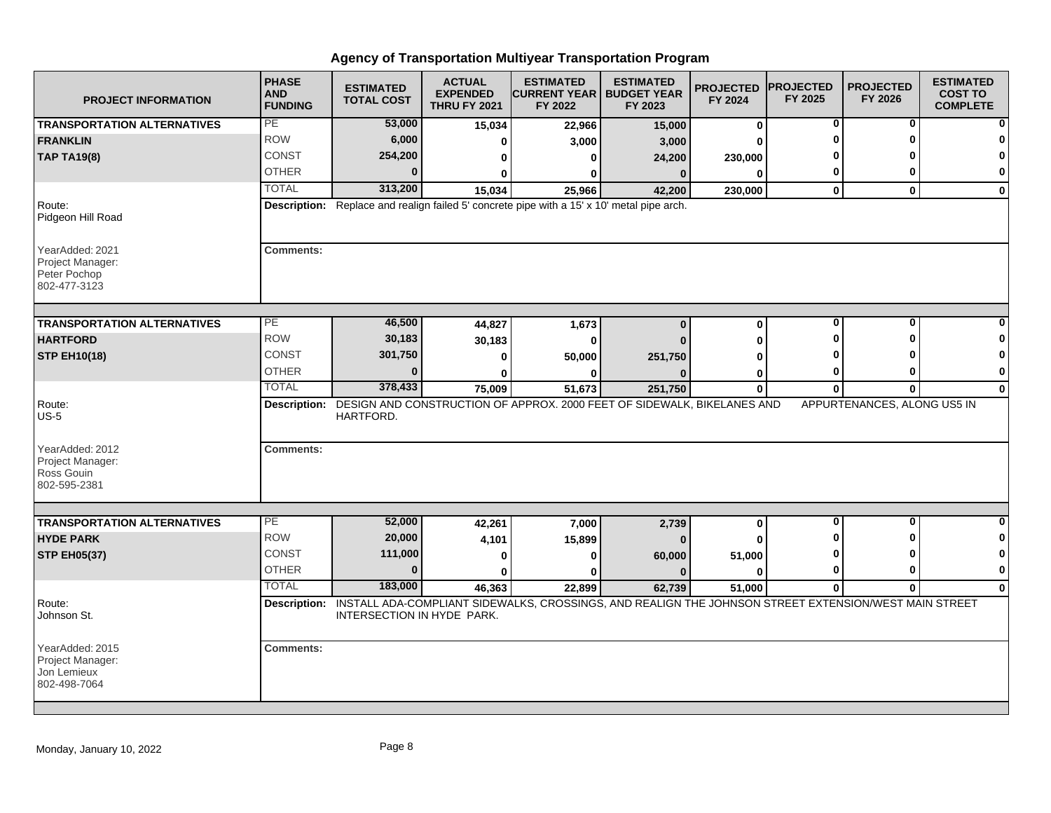# Agency of Transportation Multiyear Transportation Program

| PROJECT INFORMATION | PHASE AND FUNDING | ESTIMATED TOTAL COST | ACTUAL EXPENDED THRU FY 2021 | ESTIMATED CURRENT YEAR FY 2022 | ESTIMATED BUDGET YEAR FY 2023 | PROJECTED FY 2024 | PROJECTED FY 2025 | PROJECTED FY 2026 | ESTIMATED COST TO COMPLETE |
|---|---|---|---|---|---|---|---|---|---|
| **TRANSPORTATION ALTERNATIVES** | PE | 53,000 | 15,034 | 22,966 | 15,000 | 0 | 0 | 0 | 0 |
| **FRANKLIN** | ROW | 6,000 | 0 | 3,000 | 3,000 | 0 | 0 | 0 | 0 |
| **TAP TA19(8)** | CONST | 254,200 | 0 | 0 | 24,200 | 230,000 | 0 | 0 | 0 |
| | OTHER | 0 | 0 | 0 | 0 | 0 | 0 | 0 | 0 |
| | TOTAL | 313,200 | 15,034 | 25,966 | 42,200 | 230,000 | 0 | 0 | 0 |
| Route: Pidgeon Hill Road | **Description:** | Replace and realign failed 5' concrete pipe with a 15' x 10' metal pipe arch. | | | | | | | |
| YearAdded: 2021 Project Manager: Peter Pochop 802-477-3123 | **Comments:** | | | | | | | | |
| **TRANSPORTATION ALTERNATIVES** | PE | 46,500 | 44,827 | 1,673 | 0 | 0 | 0 | 0 | 0 |
| **HARTFORD** | ROW | 30,183 | 30,183 | 0 | 0 | 0 | 0 | 0 | 0 |
| **STP EH10(18)** | CONST | 301,750 | 0 | 50,000 | 251,750 | 0 | 0 | 0 | 0 |
| | OTHER | 0 | 0 | 0 | 0 | 0 | 0 | 0 | 0 |
| | TOTAL | 378,433 | 75,009 | 51,673 | 251,750 | 0 | 0 | 0 | 0 |
| Route: US-5 | **Description:** | DESIGN AND CONSTRUCTION OF APPROX. 2000 FEET OF SIDEWALK, BIKELANES AND APPURTENANCES, ALONG US5 IN HARTFORD. | | | | | | | |
| YearAdded: 2012 Project Manager: Ross Gouin 802-595-2381 | **Comments:** | | | | | | | | |
| **TRANSPORTATION ALTERNATIVES** | PE | 52,000 | 42,261 | 7,000 | 2,739 | 0 | 0 | 0 | 0 |
| **HYDE PARK** | ROW | 20,000 | 4,101 | 15,899 | 0 | 0 | 0 | 0 | 0 |
| **STP EH05(37)** | CONST | 111,000 | 0 | 0 | 60,000 | 51,000 | 0 | 0 | 0 |
| | OTHER | 0 | 0 | 0 | 0 | 0 | 0 | 0 | 0 |
| | TOTAL | 183,000 | 46,363 | 22,899 | 62,739 | 51,000 | 0 | 0 | 0 |
| Route: Johnson St. | **Description:** | INSTALL ADA-COMPLIANT SIDEWALKS, CROSSINGS, AND REALIGN THE JOHNSON STREET EXTENSION/WEST MAIN STREET INTERSECTION IN HYDE PARK. | | | | | | | |
| YearAdded: 2015 Project Manager: Jon Lemieux 802-498-7064 | **Comments:** | | | | | | | | |

Monday, January 10, 2022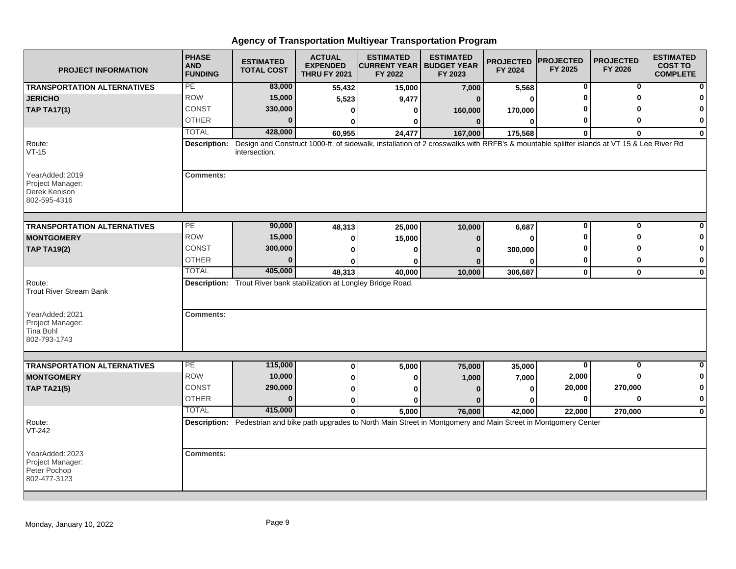# Agency of Transportation Multiyear Transportation Program

| PROJECT INFORMATION | PHASE AND FUNDING | ESTIMATED TOTAL COST | ACTUAL EXPENDED THRU FY 2021 | ESTIMATED CURRENT YEAR FY 2022 | ESTIMATED BUDGET YEAR FY 2023 | PROJECTED FY 2024 | PROJECTED FY 2025 | PROJECTED FY 2026 | ESTIMATED COST TO COMPLETE |
|---|---|---|---|---|---|---|---|---|---|
| **TRANSPORTATION ALTERNATIVES** | PE | **83,000** | **55,432** | **15,000** | **7,000** | **5,568** | **0** | **0** | **0** |
| **JERICHO** | ROW | **15,000** | **5,523** | **9,477** | **0** | **0** | **0** | **0** | **0** |
| **TAP TA17(1)** | CONST | **330,000** | **0** | **0** | **160,000** | **170,000** | **0** | **0** | **0** |
| | OTHER | **0** | **0** | **0** | **0** | **0** | **0** | **0** | **0** |
| | TOTAL | **428,000** | **60,955** | **24,477** | **167,000** | **175,568** | **0** | **0** | **0** |
| Route: VT-15 | **Description:** | Design and Construct 1000-ft. of sidewalk, installation of 2 crosswalks with RRFB's & mountable splitter islands at VT 15 & Lee River Rd intersection. | | | | | | | |
| YearAdded: 2019 Project Manager: Derek Kenison 802-595-4316 | **Comments:** | | | | | | | | |
| **TRANSPORTATION ALTERNATIVES** | PE | **90,000** | **48,313** | **25,000** | **10,000** | **6,687** | **0** | **0** | **0** |
| **MONTGOMERY** | ROW | **15,000** | **0** | **15,000** | **0** | **0** | **0** | **0** | **0** |
| **TAP TA19(2)** | CONST | **300,000** | **0** | **0** | **0** | **300,000** | **0** | **0** | **0** |
| | OTHER | **0** | **0** | **0** | **0** | **0** | **0** | **0** | **0** |
| | TOTAL | **405,000** | **48,313** | **40,000** | **10,000** | **306,687** | **0** | **0** | **0** |
| Route: Trout River Stream Bank | **Description:** | Trout River bank stabilization at Longley Bridge Road. | | | | | | | |
| YearAdded: 2021 Project Manager: Tina Bohl 802-793-1743 | **Comments:** | | | | | | | | |
| **TRANSPORTATION ALTERNATIVES** | PE | **115,000** | **0** | **5,000** | **75,000** | **35,000** | **0** | **0** | **0** |
| **MONTGOMERY** | ROW | **10,000** | **0** | **0** | **1,000** | **7,000** | **2,000** | **0** | **0** |
| **TAP TA21(5)** | CONST | **290,000** | **0** | **0** | **0** | **0** | **20,000** | **270,000** | **0** |
| | OTHER | **0** | **0** | **0** | **0** | **0** | **0** | **0** | **0** |
| | TOTAL | **415,000** | **0** | **5,000** | **76,000** | **42,000** | **22,000** | **270,000** | **0** |
| Route: VT-242 | **Description:** | Pedestrian and bike path upgrades to North Main Street in Montgomery and Main Street in Montgomery Center | | | | | | | |
| YearAdded: 2023 Project Manager: Peter Pochop 802-477-3123 | **Comments:** | | | | | | | | |

Monday, January 10, 2022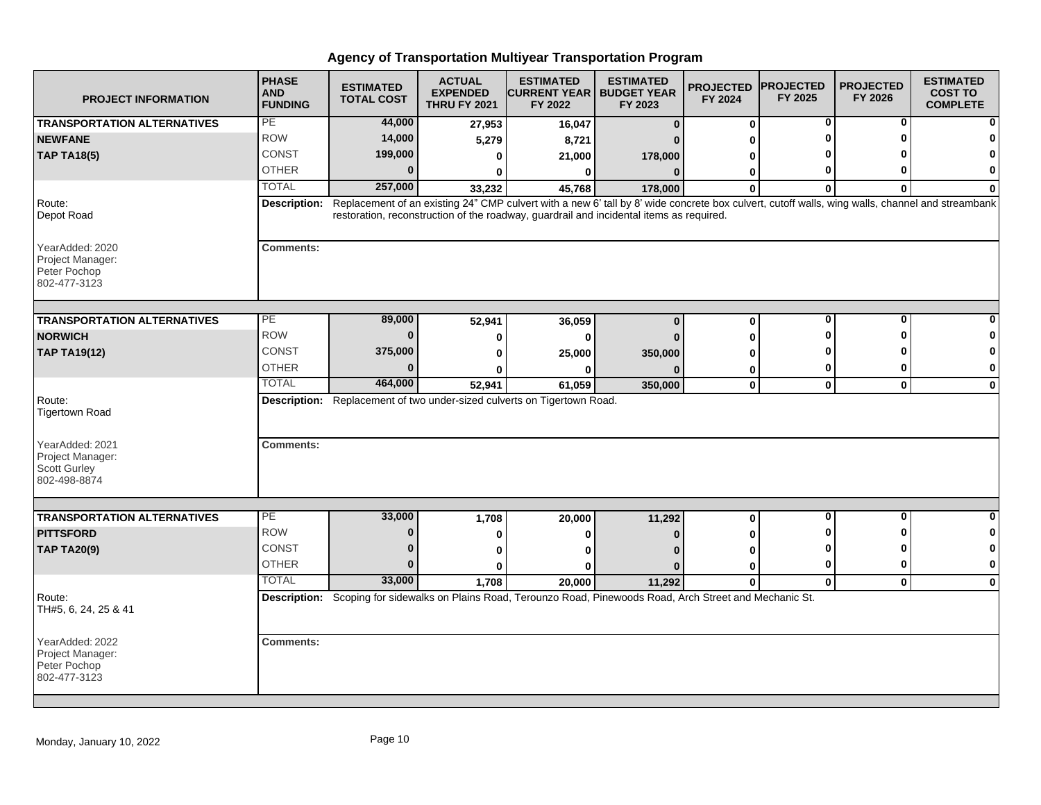# Agency of Transportation Multiyear Transportation Program

| PROJECT INFORMATION | PHASE AND FUNDING | ESTIMATED TOTAL COST | ACTUAL EXPENDED THRU FY 2021 | ESTIMATED CURRENT YEAR FY 2022 | ESTIMATED BUDGET YEAR FY 2023 | PROJECTED FY 2024 | PROJECTED FY 2025 | PROJECTED FY 2026 | ESTIMATED COST TO COMPLETE |
|---|---|---|---|---|---|---|---|---|---|
| **TRANSPORTATION ALTERNATIVES** | PE | 44,000 | 27,953 | 16,047 | 0 | 0 | 0 | 0 | 0 |
| **NEWFANE** | ROW | 14,000 | 5,279 | 8,721 | 0 | 0 | 0 | 0 | 0 |
| **TAP TA18(5)** | CONST | 199,000 | 0 | 21,000 | 178,000 | 0 | 0 | 0 | 0 |
| | OTHER | 0 | 0 | 0 | 0 | 0 | 0 | 0 | 0 |
| | TOTAL | 257,000 | 33,232 | 45,768 | 178,000 | 0 | 0 | 0 | 0 |
| Route: Depot Road | **Description:** Replacement of an existing 24" CMP culvert with a new 6' tall by 8' wide concrete box culvert, cutoff walls, wing walls, channel and streambank restoration, reconstruction of the roadway, guardrail and incidental items as required. | | | | | | | | |
| YearAdded: 2020 Project Manager: Peter Pochop 802-477-3123 | **Comments:** | | | | | | | | |
| **TRANSPORTATION ALTERNATIVES** | PE | 89,000 | 52,941 | 36,059 | 0 | 0 | 0 | 0 | 0 |
| **NORWICH** | ROW | 0 | 0 | 0 | 0 | 0 | 0 | 0 | 0 |
| **TAP TA19(12)** | CONST | 375,000 | 0 | 25,000 | 350,000 | 0 | 0 | 0 | 0 |
| | OTHER | 0 | 0 | 0 | 0 | 0 | 0 | 0 | 0 |
| | TOTAL | 464,000 | 52,941 | 61,059 | 350,000 | 0 | 0 | 0 | 0 |
| Route: Tigertown Road | **Description:** Replacement of two under-sized culverts on Tigertown Road. | | | | | | | | |
| YearAdded: 2021 Project Manager: Scott Gurley 802-498-8874 | **Comments:** | | | | | | | | |
| **TRANSPORTATION ALTERNATIVES** | PE | 33,000 | 1,708 | 20,000 | 11,292 | 0 | 0 | 0 | 0 |
| **PITTSFORD** | ROW | 0 | 0 | 0 | 0 | 0 | 0 | 0 | 0 |
| **TAP TA20(9)** | CONST | 0 | 0 | 0 | 0 | 0 | 0 | 0 | 0 |
| | OTHER | 0 | 0 | 0 | 0 | 0 | 0 | 0 | 0 |
| | TOTAL | 33,000 | 1,708 | 20,000 | 11,292 | 0 | 0 | 0 | 0 |
| Route: TH#5, 6, 24, 25 & 41 | **Description:** Scoping for sidewalks on Plains Road, Terounzo Road, Pinewoods Road, Arch Street and Mechanic St. | | | | | | | | |
| YearAdded: 2022 Project Manager: Peter Pochop 802-477-3123 | **Comments:** | | | | | | | | |

Monday, January 10, 2022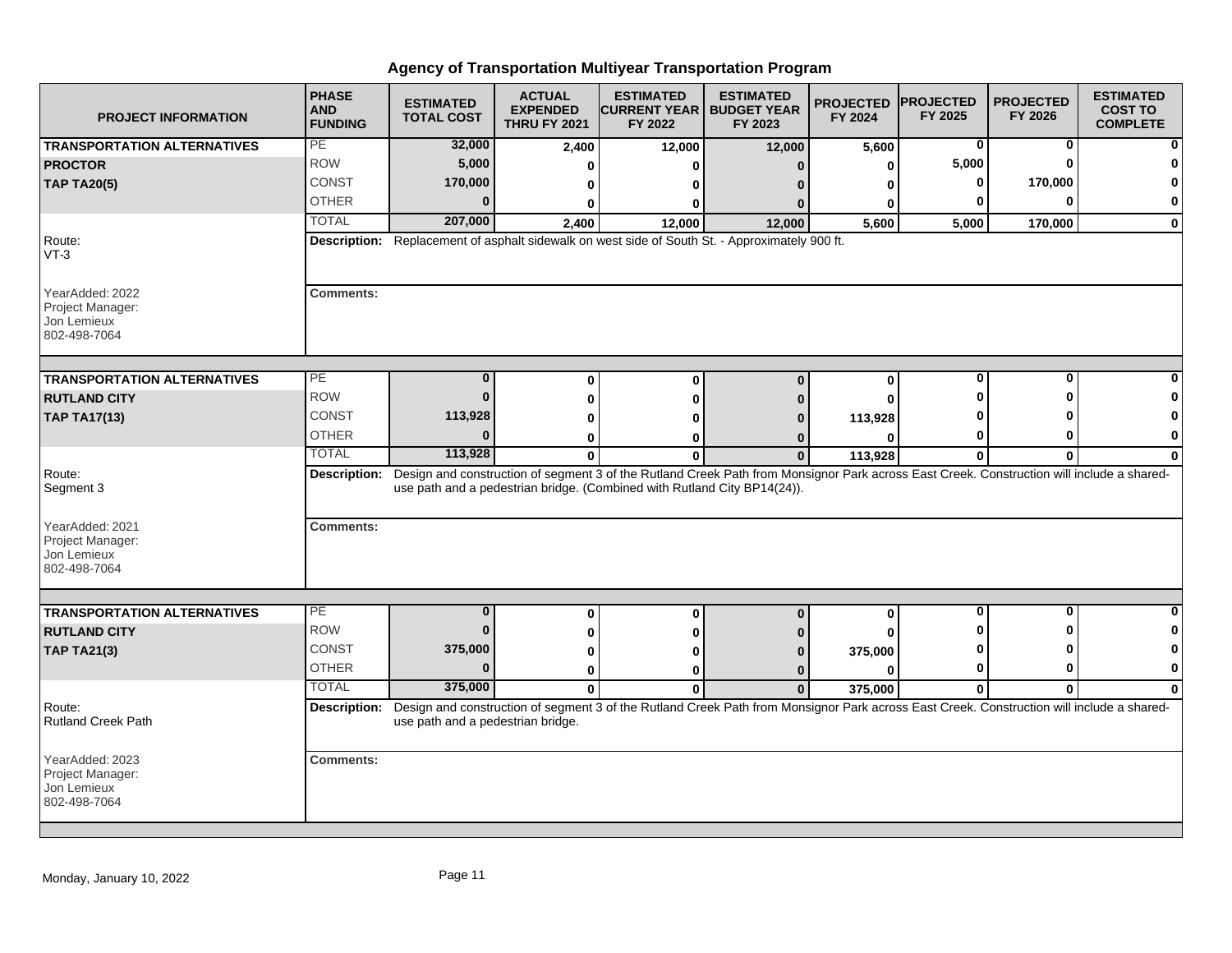# Agency of Transportation Multiyear Transportation Program

| PROJECT INFORMATION | PHASE AND FUNDING | ESTIMATED TOTAL COST | ACTUAL EXPENDED THRU FY 2021 | ESTIMATED CURRENT YEAR FY 2022 | ESTIMATED BUDGET YEAR FY 2023 | PROJECTED FY 2024 | PROJECTED FY 2025 | PROJECTED FY 2026 | ESTIMATED COST TO COMPLETE |
|---|---|---|---|---|---|---|---|---|---|
| **TRANSPORTATION ALTERNATIVES** | PE | 32,000 | 2,400 | 12,000 | 12,000 | 5,600 | 0 | 0 | 0 |
| **PROCTOR** | ROW | 5,000 | 0 | 0 | 0 | 0 | 5,000 | 0 | 0 |
| **TAP TA20(5)** | CONST | 170,000 | 0 | 0 | 0 | 0 | 0 | 170,000 | 0 |
| | OTHER | 0 | 0 | 0 | 0 | 0 | 0 | 0 | 0 |
| | TOTAL | 207,000 | 2,400 | 12,000 | 12,000 | 5,600 | 5,000 | 170,000 | 0 |

Route: VT-3

YearAdded: 2022
Project Manager: Jon Lemieux
802-498-7064

**Description:** Replacement of asphalt sidewalk on west side of South St. - Approximately 900 ft.

**Comments:**

| PROJECT INFORMATION | PHASE AND FUNDING | ESTIMATED TOTAL COST | ACTUAL EXPENDED THRU FY 2021 | ESTIMATED CURRENT YEAR FY 2022 | ESTIMATED BUDGET YEAR FY 2023 | PROJECTED FY 2024 | PROJECTED FY 2025 | PROJECTED FY 2026 | ESTIMATED COST TO COMPLETE |
|---|---|---|---|---|---|---|---|---|---|
| **TRANSPORTATION ALTERNATIVES** | PE | 0 | 0 | 0 | 0 | 0 | 0 | 0 | 0 |
| **RUTLAND CITY** | ROW | 0 | 0 | 0 | 0 | 0 | 0 | 0 | 0 |
| **TAP TA17(13)** | CONST | 113,928 | 0 | 0 | 0 | 113,928 | 0 | 0 | 0 |
| | OTHER | 0 | 0 | 0 | 0 | 0 | 0 | 0 | 0 |
| | TOTAL | 113,928 | 0 | 0 | 0 | 113,928 | 0 | 0 | 0 |

Route: Segment 3

YearAdded: 2021
Project Manager: Jon Lemieux
802-498-7064

**Description:** Design and construction of segment 3 of the Rutland Creek Path from Monsignor Park across East Creek. Construction will include a shared-use path and a pedestrian bridge. (Combined with Rutland City BP14(24)).

**Comments:**

| PROJECT INFORMATION | PHASE AND FUNDING | ESTIMATED TOTAL COST | ACTUAL EXPENDED THRU FY 2021 | ESTIMATED CURRENT YEAR FY 2022 | ESTIMATED BUDGET YEAR FY 2023 | PROJECTED FY 2024 | PROJECTED FY 2025 | PROJECTED FY 2026 | ESTIMATED COST TO COMPLETE |
|---|---|---|---|---|---|---|---|---|---|
| **TRANSPORTATION ALTERNATIVES** | PE | 0 | 0 | 0 | 0 | 0 | 0 | 0 | 0 |
| **RUTLAND CITY** | ROW | 0 | 0 | 0 | 0 | 0 | 0 | 0 | 0 |
| **TAP TA21(3)** | CONST | 375,000 | 0 | 0 | 0 | 375,000 | 0 | 0 | 0 |
| | OTHER | 0 | 0 | 0 | 0 | 0 | 0 | 0 | 0 |
| | TOTAL | 375,000 | 0 | 0 | 0 | 375,000 | 0 | 0 | 0 |

Route: Rutland Creek Path

YearAdded: 2023
Project Manager: Jon Lemieux
802-498-7064

**Description:** Design and construction of segment 3 of the Rutland Creek Path from Monsignor Park across East Creek. Construction will include a shared-use path and a pedestrian bridge.

**Comments:**

Monday, January 10, 2022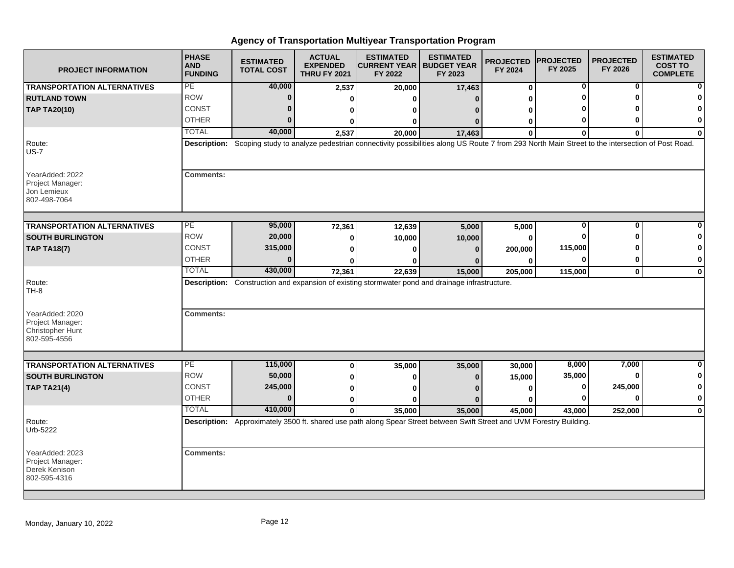# Agency of Transportation Multiyear Transportation Program

| PROJECT INFORMATION | PHASE AND FUNDING | ESTIMATED TOTAL COST | ACTUAL EXPENDED THRU FY 2021 | ESTIMATED CURRENT YEAR FY 2022 | ESTIMATED BUDGET YEAR FY 2023 | PROJECTED FY 2024 | PROJECTED FY 2025 | PROJECTED FY 2026 | ESTIMATED COST TO COMPLETE |
|---|---|---|---|---|---|---|---|---|---|
| **TRANSPORTATION ALTERNATIVES** | PE | 40,000 | 2,537 | 20,000 | 17,463 | 0 | 0 | 0 | 0 |
| **RUTLAND TOWN** | ROW | 0 | 0 | 0 | 0 | 0 | 0 | 0 | 0 |
| **TAP TA20(10)** | CONST | 0 | 0 | 0 | 0 | 0 | 0 | 0 | 0 |
| | OTHER | 0 | 0 | 0 | 0 | 0 | 0 | 0 | 0 |
| | TOTAL | 40,000 | 2,537 | 20,000 | 17,463 | 0 | 0 | 0 | 0 |

Route: US-7

**Description:** Scoping study to analyze pedestrian connectivity possibilities along US Route 7 from 293 North Main Street to the intersection of Post Road.

YearAdded: 2022
Project Manager: Jon Lemieux
802-498-7064

**Comments:**

| PROJECT INFORMATION | PHASE AND FUNDING | ESTIMATED TOTAL COST | ACTUAL EXPENDED THRU FY 2021 | ESTIMATED CURRENT YEAR FY 2022 | ESTIMATED BUDGET YEAR FY 2023 | PROJECTED FY 2024 | PROJECTED FY 2025 | PROJECTED FY 2026 | ESTIMATED COST TO COMPLETE |
|---|---|---|---|---|---|---|---|---|---|
| **TRANSPORTATION ALTERNATIVES** | PE | 95,000 | 72,361 | 12,639 | 5,000 | 5,000 | 0 | 0 | 0 |
| **SOUTH BURLINGTON** | ROW | 20,000 | 0 | 10,000 | 10,000 | 0 | 0 | 0 | 0 |
| **TAP TA18(7)** | CONST | 315,000 | 0 | 0 | 0 | 200,000 | 115,000 | 0 | 0 |
| | OTHER | 0 | 0 | 0 | 0 | 0 | 0 | 0 | 0 |
| | TOTAL | 430,000 | 72,361 | 22,639 | 15,000 | 205,000 | 115,000 | 0 | 0 |

Route: TH-8

**Description:** Construction and expansion of existing stormwater pond and drainage infrastructure.

YearAdded: 2020
Project Manager: Christopher Hunt
802-595-4556

**Comments:**

| PROJECT INFORMATION | PHASE AND FUNDING | ESTIMATED TOTAL COST | ACTUAL EXPENDED THRU FY 2021 | ESTIMATED CURRENT YEAR FY 2022 | ESTIMATED BUDGET YEAR FY 2023 | PROJECTED FY 2024 | PROJECTED FY 2025 | PROJECTED FY 2026 | ESTIMATED COST TO COMPLETE |
|---|---|---|---|---|---|---|---|---|---|
| **TRANSPORTATION ALTERNATIVES** | PE | 115,000 | 0 | 35,000 | 35,000 | 30,000 | 8,000 | 7,000 | 0 |
| **SOUTH BURLINGTON** | ROW | 50,000 | 0 | 0 | 0 | 15,000 | 35,000 | 0 | 0 |
| **TAP TA21(4)** | CONST | 245,000 | 0 | 0 | 0 | 0 | 0 | 245,000 | 0 |
| | OTHER | 0 | 0 | 0 | 0 | 0 | 0 | 0 | 0 |
| | TOTAL | 410,000 | 0 | 35,000 | 35,000 | 45,000 | 43,000 | 252,000 | 0 |

Route: Urb-5222

**Description:** Approximately 3500 ft. shared use path along Spear Street between Swift Street and UVM Forestry Building.

YearAdded: 2023
Project Manager: Derek Kenison
802-595-4316

**Comments:**

Monday, January 10, 2022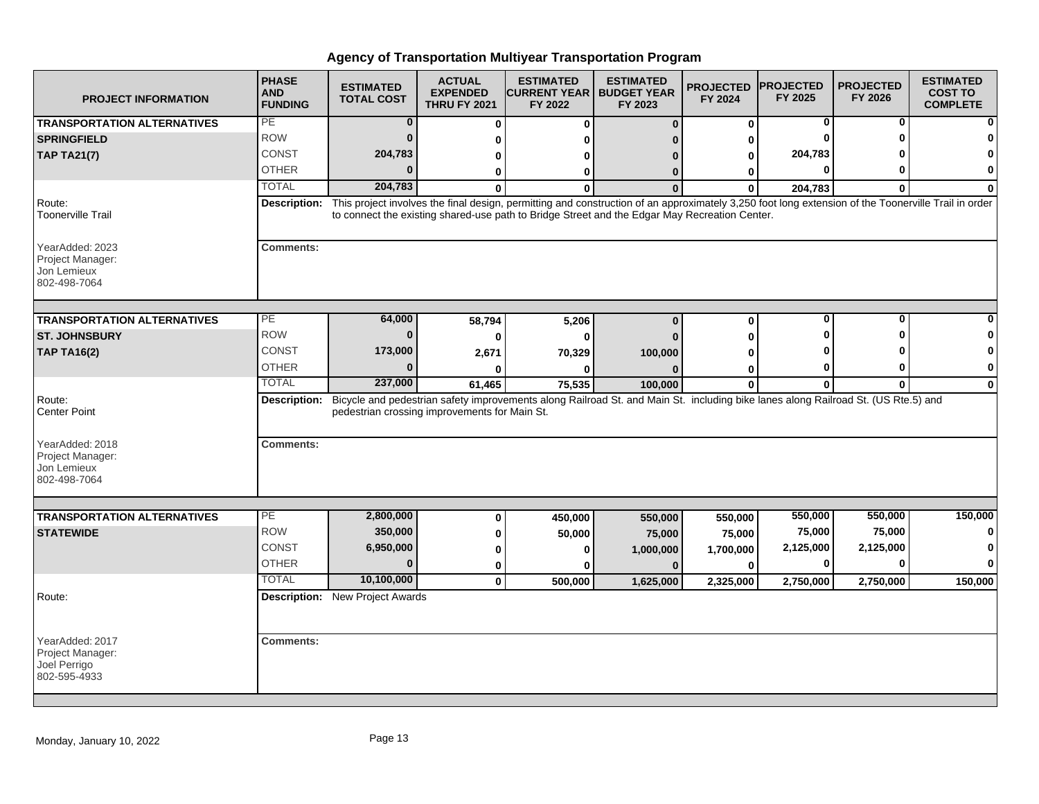# Agency of Transportation Multiyear Transportation Program

| PROJECT INFORMATION | PHASE AND FUNDING | ESTIMATED TOTAL COST | ACTUAL EXPENDED THRU FY 2021 | ESTIMATED CURRENT YEAR FY 2022 | ESTIMATED BUDGET YEAR FY 2023 | PROJECTED FY 2024 | PROJECTED FY 2025 | PROJECTED FY 2026 | ESTIMATED COST TO COMPLETE |
|---|---|---|---|---|---|---|---|---|---|
| **TRANSPORTATION ALTERNATIVES** | PE | 0 | 0 | 0 | 0 | 0 | 0 | 0 | 0 |
| **SPRINGFIELD** | ROW | 0 | 0 | 0 | 0 | 0 | 0 | 0 | 0 |
| **TAP TA21(7)** | CONST | 204,783 | 0 | 0 | 0 | 0 | 204,783 | 0 | 0 |
| | OTHER | 0 | 0 | 0 | 0 | 0 | 0 | 0 | 0 |
| | TOTAL | 204,783 | 0 | 0 | 0 | 0 | 204,783 | 0 | 0 |
| Route: Toonerville Trail | **Description:** | This project involves the final design, permitting and construction of an approximately 3,250 foot long extension of the Toonerville Trail in order to connect the existing shared-use path to Bridge Street and the Edgar May Recreation Center. | | | | | | | |
| YearAdded: 2023<br>Project Manager:<br>Jon Lemieux<br>802-498-7064 | **Comments:** | | | | | | | | |
| **TRANSPORTATION ALTERNATIVES** | PE | 64,000 | 58,794 | 5,206 | 0 | 0 | 0 | 0 | 0 |
| **ST. JOHNSBURY** | ROW | 0 | 0 | 0 | 0 | 0 | 0 | 0 | 0 |
| **TAP TA16(2)** | CONST | 173,000 | 2,671 | 70,329 | 100,000 | 0 | 0 | 0 | 0 |
| | OTHER | 0 | 0 | 0 | 0 | 0 | 0 | 0 | 0 |
| | TOTAL | 237,000 | 61,465 | 75,535 | 100,000 | 0 | 0 | 0 | 0 |
| Route: Center Point | **Description:** | Bicycle and pedestrian safety improvements along Railroad St. and Main St. including bike lanes along Railroad St. (US Rte.5) and pedestrian crossing improvements for Main St. | | | | | | | |
| YearAdded: 2018<br>Project Manager:<br>Jon Lemieux<br>802-498-7064 | **Comments:** | | | | | | | | |
| **TRANSPORTATION ALTERNATIVES** | PE | 2,800,000 | 0 | 450,000 | 550,000 | 550,000 | 550,000 | 550,000 | 150,000 |
| **STATEWIDE** | ROW | 350,000 | 0 | 50,000 | 75,000 | 75,000 | 75,000 | 75,000 | 0 |
| | CONST | 6,950,000 | 0 | 0 | 1,000,000 | 1,700,000 | 2,125,000 | 2,125,000 | 0 |
| | OTHER | 0 | 0 | 0 | 0 | 0 | 0 | 0 | 0 |
| | TOTAL | 10,100,000 | 0 | 500,000 | 1,625,000 | 2,325,000 | 2,750,000 | 2,750,000 | 150,000 |
| Route: | **Description:** | New Project Awards | | | | | | | |
| YearAdded: 2017<br>Project Manager:<br>Joel Perrigo<br>802-595-4933 | **Comments:** | | | | | | | | |

Monday, January 10, 2022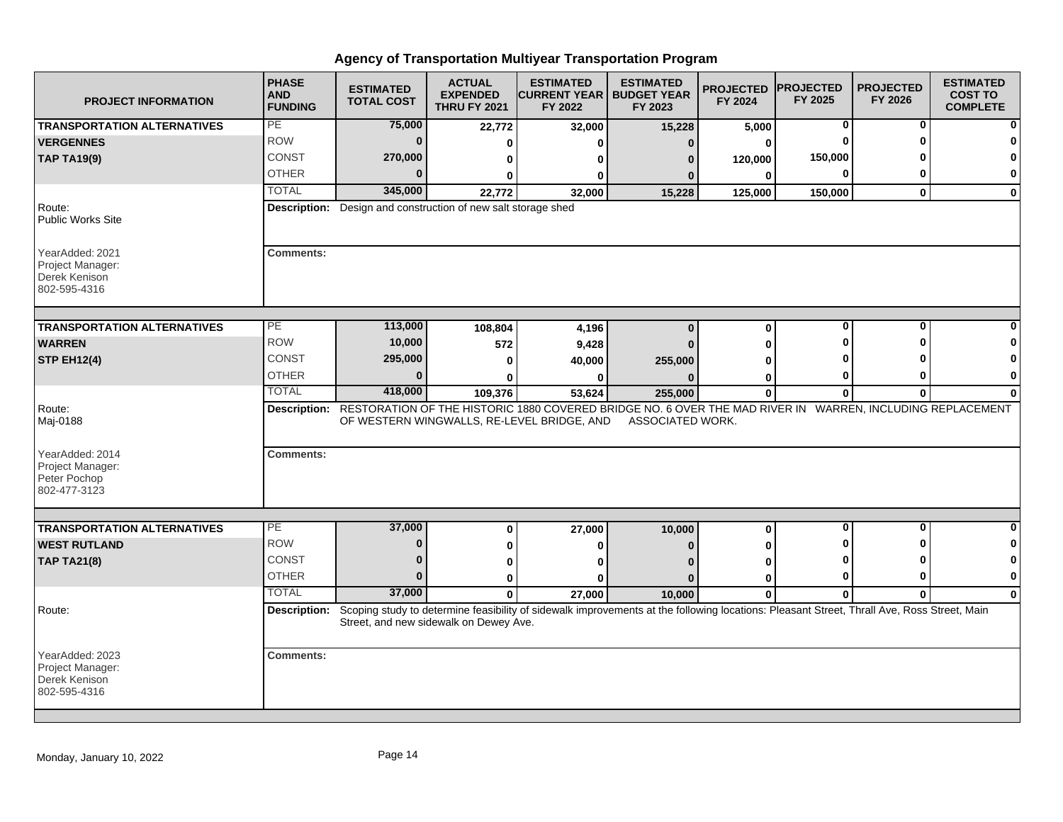# Agency of Transportation Multiyear Transportation Program

| PROJECT INFORMATION | PHASE AND FUNDING | ESTIMATED TOTAL COST | ACTUAL EXPENDED THRU FY 2021 | ESTIMATED CURRENT YEAR FY 2022 | ESTIMATED BUDGET YEAR FY 2023 | PROJECTED FY 2024 | PROJECTED FY 2025 | PROJECTED FY 2026 | ESTIMATED COST TO COMPLETE |
|---|---|---|---|---|---|---|---|---|---|
| **TRANSPORTATION ALTERNATIVES** | PE | 75,000 | 22,772 | 32,000 | 15,228 | 5,000 | 0 | 0 | 0 |
| **VERGENNES** | ROW | 0 | 0 | 0 | 0 | 0 | 0 | 0 | 0 |
| **TAP TA19(9)** | CONST | 270,000 | 0 | 0 | 0 | 120,000 | 150,000 | 0 | 0 |
| | OTHER | 0 | 0 | 0 | 0 | 0 | 0 | 0 | 0 |
| | TOTAL | 345,000 | 22,772 | 32,000 | 15,228 | 125,000 | 150,000 | 0 | 0 |
| Route: Public Works Site | **Description:** Design and construction of new salt storage shed | | | | | | | | |
| YearAdded: 2021 Project Manager: Derek Kenison 802-595-4316 | **Comments:** | | | | | | | | |
| **TRANSPORTATION ALTERNATIVES** | PE | 113,000 | 108,804 | 4,196 | 0 | 0 | 0 | 0 | 0 |
| **WARREN** | ROW | 10,000 | 572 | 9,428 | 0 | 0 | 0 | 0 | 0 |
| **STP EH12(4)** | CONST | 295,000 | 0 | 40,000 | 255,000 | 0 | 0 | 0 | 0 |
| | OTHER | 0 | 0 | 0 | 0 | 0 | 0 | 0 | 0 |
| | TOTAL | 418,000 | 109,376 | 53,624 | 255,000 | 0 | 0 | 0 | 0 |
| Route: Maj-0188 | **Description:** RESTORATION OF THE HISTORIC 1880 COVERED BRIDGE NO. 6 OVER THE MAD RIVER IN WARREN, INCLUDING REPLACEMENT OF WESTERN WINGWALLS, RE-LEVEL BRIDGE, AND ASSOCIATED WORK. | | | | | | | | |
| YearAdded: 2014 Project Manager: Peter Pochop 802-477-3123 | **Comments:** | | | | | | | | |
| **TRANSPORTATION ALTERNATIVES** | PE | 37,000 | 0 | 27,000 | 10,000 | 0 | 0 | 0 | 0 |
| **WEST RUTLAND** | ROW | 0 | 0 | 0 | 0 | 0 | 0 | 0 | 0 |
| **TAP TA21(8)** | CONST | 0 | 0 | 0 | 0 | 0 | 0 | 0 | 0 |
| | OTHER | 0 | 0 | 0 | 0 | 0 | 0 | 0 | 0 |
| | TOTAL | 37,000 | 0 | 27,000 | 10,000 | 0 | 0 | 0 | 0 |
| Route: | **Description:** Scoping study to determine feasibility of sidewalk improvements at the following locations: Pleasant Street, Thrall Ave, Ross Street, Main Street, and new sidewalk on Dewey Ave. | | | | | | | | |
| YearAdded: 2023 Project Manager: Derek Kenison 802-595-4316 | **Comments:** | | | | | | | | |

Monday, January 10, 2022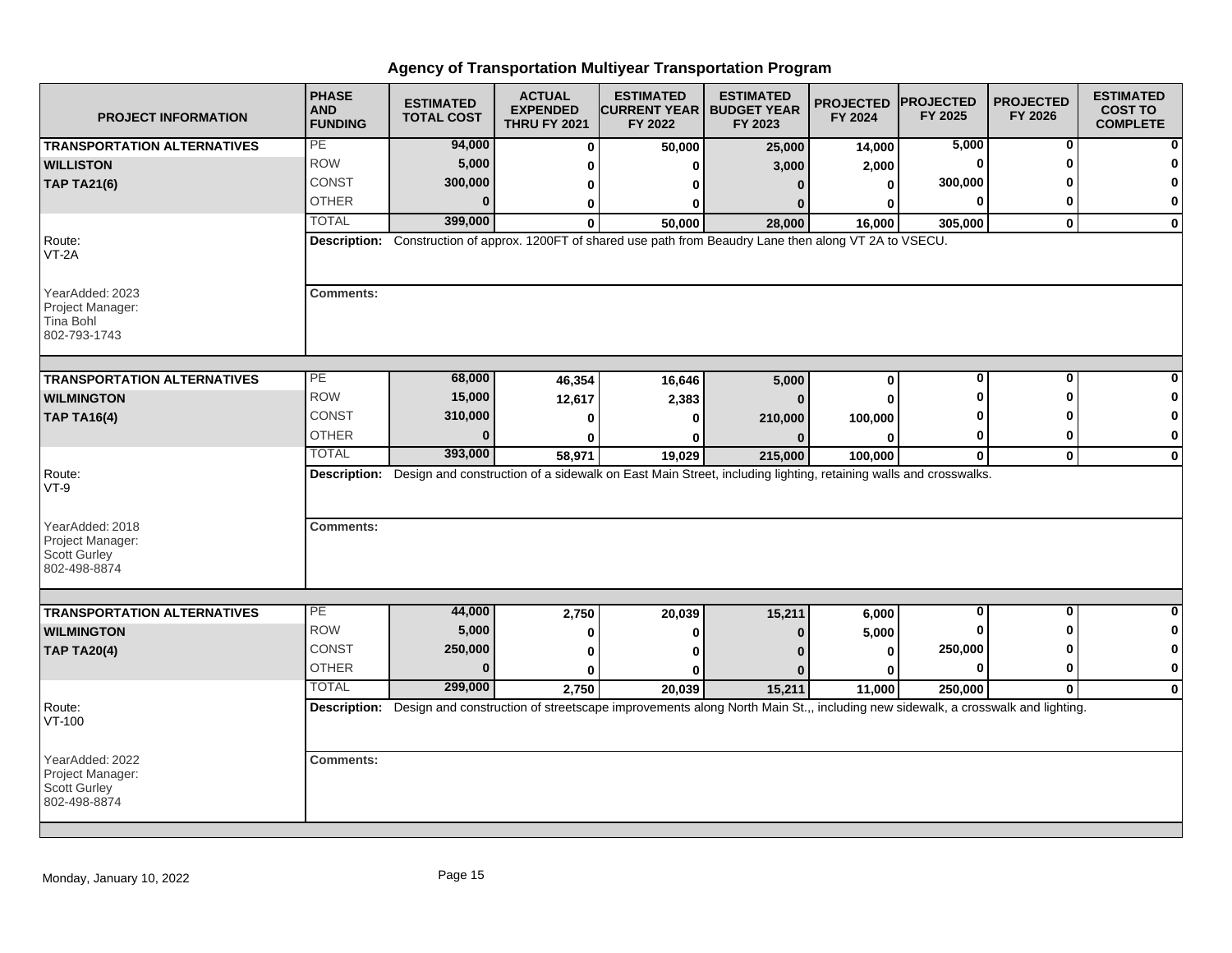# Agency of Transportation Multiyear Transportation Program

| PROJECT INFORMATION | PHASE AND FUNDING | ESTIMATED TOTAL COST | ACTUAL EXPENDED THRU FY 2021 | ESTIMATED CURRENT YEAR FY 2022 | ESTIMATED BUDGET YEAR FY 2023 | PROJECTED FY 2024 | PROJECTED FY 2025 | PROJECTED FY 2026 | ESTIMATED COST TO COMPLETE |
|---|---|---|---|---|---|---|---|---|---|
| **TRANSPORTATION ALTERNATIVES** | PE | 94,000 | 0 | 50,000 | 25,000 | 14,000 | 5,000 | 0 | 0 |
| **WILLISTON** | ROW | 5,000 | 0 | 0 | 3,000 | 2,000 | 0 | 0 | 0 |
| **TAP TA21(6)** | CONST | 300,000 | 0 | 0 | 0 | 0 | 300,000 | 0 | 0 |
| | OTHER | 0 | 0 | 0 | 0 | 0 | 0 | 0 | 0 |
| | TOTAL | 399,000 | 0 | 50,000 | 28,000 | 16,000 | 305,000 | 0 | 0 |
| Route: VT-2A | **Description:** Construction of approx. 1200FT of shared use path from Beaudry Lane then along VT 2A to VSECU. | | | | | | | | |
| YearAdded: 2023<br>Project Manager:<br>Tina Bohl<br>802-793-1743 | **Comments:** | | | | | | | | |
| **TRANSPORTATION ALTERNATIVES** | PE | 68,000 | 46,354 | 16,646 | 5,000 | 0 | 0 | 0 | 0 |
| **WILMINGTON** | ROW | 15,000 | 12,617 | 2,383 | 0 | 0 | 0 | 0 | 0 |
| **TAP TA16(4)** | CONST | 310,000 | 0 | 0 | 210,000 | 100,000 | 0 | 0 | 0 |
| | OTHER | 0 | 0 | 0 | 0 | 0 | 0 | 0 | 0 |
| | TOTAL | 393,000 | 58,971 | 19,029 | 215,000 | 100,000 | 0 | 0 | 0 |
| Route: VT-9 | **Description:** Design and construction of a sidewalk on East Main Street, including lighting, retaining walls and crosswalks. | | | | | | | | |
| YearAdded: 2018<br>Project Manager:<br>Scott Gurley<br>802-498-8874 | **Comments:** | | | | | | | | |
| **TRANSPORTATION ALTERNATIVES** | PE | 44,000 | 2,750 | 20,039 | 15,211 | 6,000 | 0 | 0 | 0 |
| **WILMINGTON** | ROW | 5,000 | 0 | 0 | 0 | 5,000 | 0 | 0 | 0 |
| **TAP TA20(4)** | CONST | 250,000 | 0 | 0 | 0 | 0 | 250,000 | 0 | 0 |
| | OTHER | 0 | 0 | 0 | 0 | 0 | 0 | 0 | 0 |
| | TOTAL | 299,000 | 2,750 | 20,039 | 15,211 | 11,000 | 250,000 | 0 | 0 |
| Route: VT-100 | **Description:** Design and construction of streetscape improvements along North Main St.,, including new sidewalk, a crosswalk and lighting. | | | | | | | | |
| YearAdded: 2022<br>Project Manager:<br>Scott Gurley<br>802-498-8874 | **Comments:** | | | | | | | | |

Monday, January 10, 2022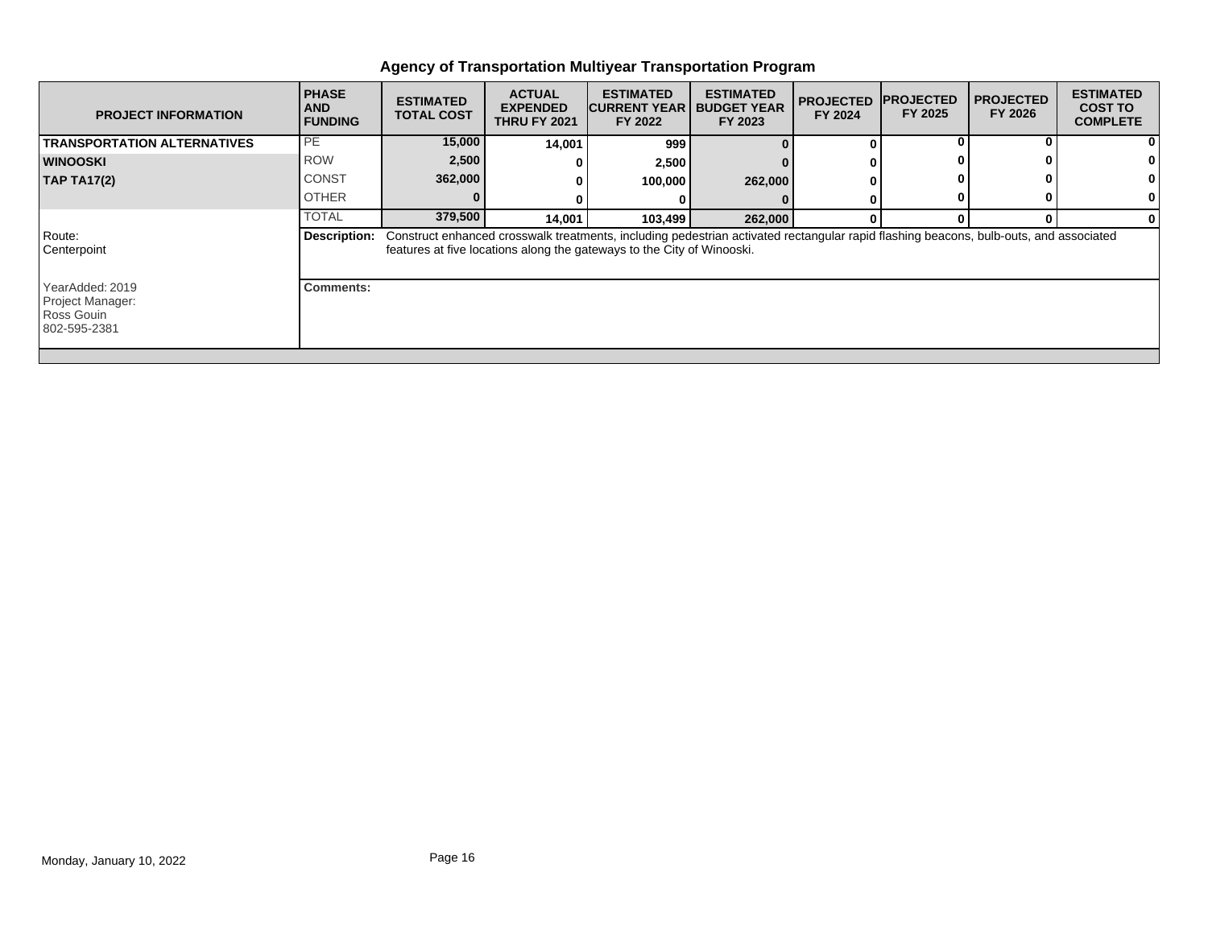# Agency of Transportation Multiyear Transportation Program

| PROJECT INFORMATION | PHASE AND FUNDING | ESTIMATED TOTAL COST | ACTUAL EXPENDED THRU FY 2021 | ESTIMATED CURRENT YEAR FY 2022 | ESTIMATED BUDGET YEAR FY 2023 | PROJECTED FY 2024 | PROJECTED FY 2025 | PROJECTED FY 2026 | ESTIMATED COST TO COMPLETE |
|---|---|---|---|---|---|---|---|---|---|
| **TRANSPORTATION ALTERNATIVES** | PE | 15,000 | 14,001 | 999 | 0 | 0 | 0 | 0 | 0 |
| **WINOOSKI** | ROW | 2,500 | 0 | 2,500 | 0 | 0 | 0 | 0 | 0 |
| **TAP TA17(2)** | CONST | 362,000 | 0 | 100,000 | 262,000 | 0 | 0 | 0 | 0 |
| | OTHER | 0 | 0 | 0 | 0 | 0 | 0 | 0 | 0 |
| | TOTAL | 379,500 | 14,001 | 103,499 | 262,000 | 0 | 0 | 0 | 0 |

Route:
Centerpoint

**Description:** Construct enhanced crosswalk treatments, including pedestrian activated rectangular rapid flashing beacons, bulb-outs, and associated features at five locations along the gateways to the City of Winooski.

YearAdded: 2019
Project Manager:
Ross Gouin
802-595-2381

**Comments:**

Monday, January 10, 2022